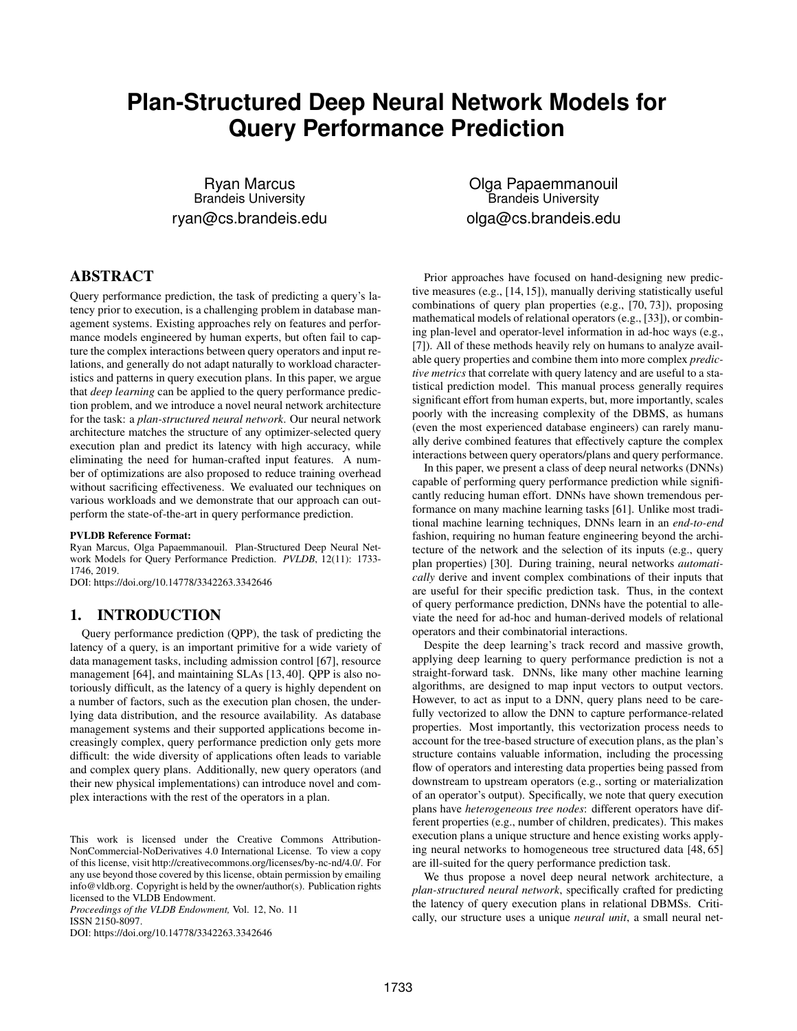# Plan-Structured Deep Neural Network Models for Query Performance Prediction

Ryan Marcus
Brandeis University
ryan@cs.brandeis.edu

Olga Papaemmanouil
Brandeis University
olga@cs.brandeis.edu

## ABSTRACT

Query performance prediction, the task of predicting a query's latency prior to execution, is a challenging problem in database management systems. Existing approaches rely on features and performance models engineered by human experts, but often fail to capture the complex interactions between query operators and input relations, and generally do not adapt naturally to workload characteristics and patterns in query execution plans. In this paper, we argue that *deep learning* can be applied to the query performance prediction problem, and we introduce a novel neural network architecture for the task: a *plan-structured neural network*. Our neural network architecture matches the structure of any optimizer-selected query execution plan and predict its latency with high accuracy, while eliminating the need for human-crafted input features. A number of optimizations are also proposed to reduce training overhead without sacrificing effectiveness. We evaluated our techniques on various workloads and we demonstrate that our approach can outperform the state-of-the-art in query performance prediction.

**PVLDB Reference Format:**
Ryan Marcus, Olga Papaemmanouil. Plan-Structured Deep Neural Network Models for Query Performance Prediction. *PVLDB*, 12(11): 1733-1746, 2019.
DOI: https://doi.org/10.14778/3342263.3342646

## 1. INTRODUCTION

Query performance prediction (QPP), the task of predicting the latency of a query, is an important primitive for a wide variety of data management tasks, including admission control [67], resource management [64], and maintaining SLAs [13, 40]. QPP is also notoriously difficult, as the latency of a query is highly dependent on a number of factors, such as the execution plan chosen, the underlying data distribution, and the resource availability. As database management systems and their supported applications become increasingly complex, query performance prediction only gets more difficult: the wide diversity of applications often leads to variable and complex query plans. Additionally, new query operators (and their new physical implementations) can introduce novel and complex interactions with the rest of the operators in a plan.

Prior approaches have focused on hand-designing new predictive measures (e.g., [14, 15]), manually deriving statistically useful combinations of query plan properties (e.g., [70, 73]), proposing mathematical models of relational operators (e.g., [33]), or combining plan-level and operator-level information in ad-hoc ways (e.g., [7]). All of these methods heavily rely on humans to analyze available query properties and combine them into more complex *predictive metrics* that correlate with query latency and are useful to a statistical prediction model. This manual process generally requires significant effort from human experts, but, more importantly, scales poorly with the increasing complexity of the DBMS, as humans (even the most experienced database engineers) can rarely manually derive combined features that effectively capture the complex interactions between query operators/plans and query performance.

In this paper, we present a class of deep neural networks (DNNs) capable of performing query performance prediction while significantly reducing human effort. DNNs have shown tremendous performance on many machine learning tasks [61]. Unlike most traditional machine learning techniques, DNNs learn in an *end-to-end* fashion, requiring no human feature engineering beyond the architecture of the network and the selection of its inputs (e.g., query plan properties) [30]. During training, neural networks *automatically* derive and invent complex combinations of their inputs that are useful for their specific prediction task. Thus, in the context of query performance prediction, DNNs have the potential to alleviate the need for ad-hoc and human-derived models of relational operators and their combinatorial interactions.

Despite the deep learning's track record and massive growth, applying deep learning to query performance prediction is not a straight-forward task. DNNs, like many other machine learning algorithms, are designed to map input vectors to output vectors. However, to act as input to a DNN, query plans need to be carefully vectorized to allow the DNN to capture performance-related properties. Most importantly, this vectorization process needs to account for the tree-based structure of execution plans, as the plan's structure contains valuable information, including the processing flow of operators and interesting data properties being passed from downstream to upstream operators (e.g., sorting or materialization of an operator's output). Specifically, we note that query execution plans have *heterogeneous tree nodes*: different operators have different properties (e.g., number of children, predicates). This makes execution plans a unique structure and hence existing works applying neural networks to homogeneous tree structured data [48, 65] are ill-suited for the query performance prediction task.

We thus propose a novel deep neural network architecture, a *plan-structured neural network*, specifically crafted for predicting the latency of query execution plans in relational DBMSs. Critically, our structure uses a unique *neural unit*, a small neural net-

This work is licensed under the Creative Commons Attribution-NonCommercial-NoDerivatives 4.0 International License. To view a copy of this license, visit http://creativecommons.org/licenses/by-nc-nd/4.0/. For any use beyond those covered by this license, obtain permission by emailing info@vldb.org. Copyright is held by the owner/author(s). Publication rights licensed to the VLDB Endowment.
*Proceedings of the VLDB Endowment,* Vol. 12, No. 11
ISSN 2150-8097.
DOI: https://doi.org/10.14778/3342263.3342646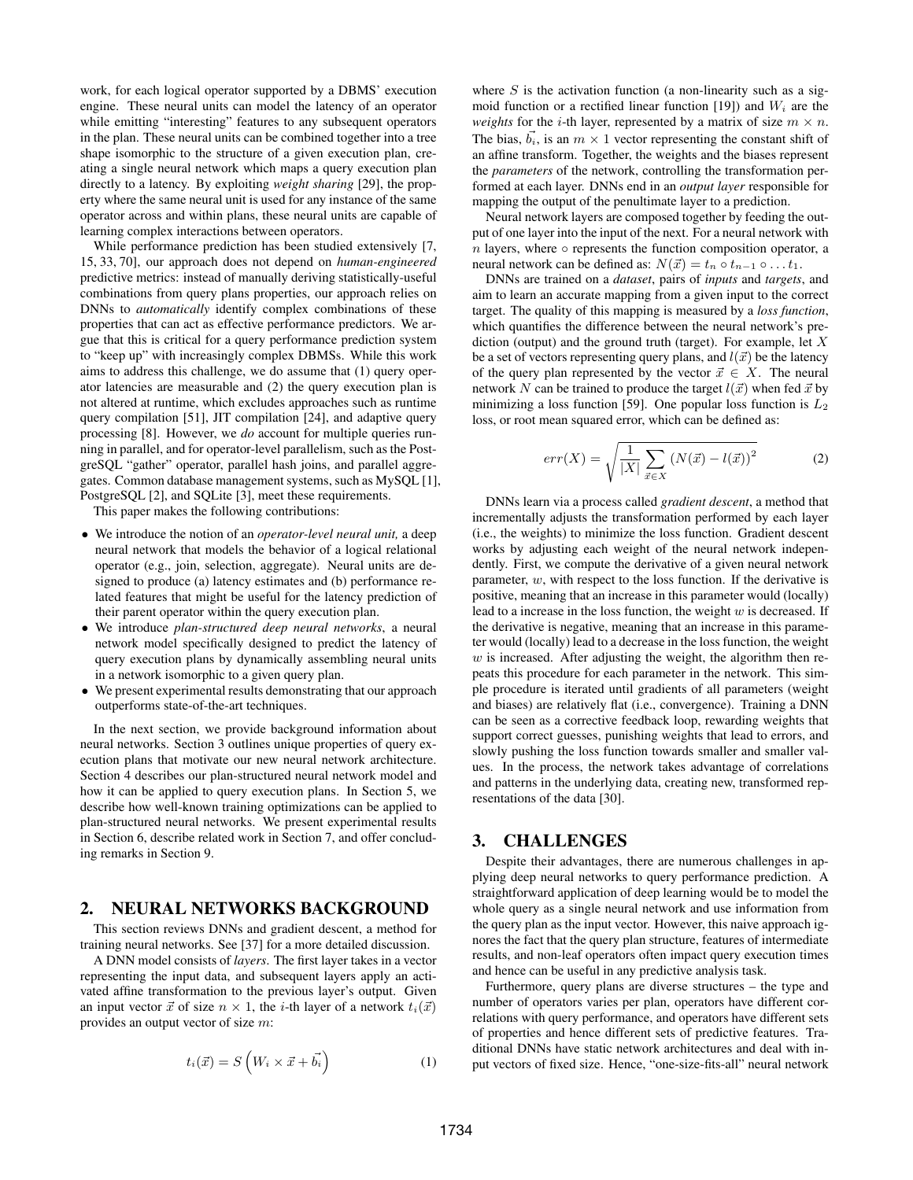work, for each logical operator supported by a DBMS' execution engine. These neural units can model the latency of an operator while emitting "interesting" features to any subsequent operators in the plan. These neural units can be combined together into a tree shape isomorphic to the structure of a given execution plan, creating a single neural network which maps a query execution plan directly to a latency. By exploiting *weight sharing* [29], the property where the same neural unit is used for any instance of the same operator across and within plans, these neural units are capable of learning complex interactions between operators.

While performance prediction has been studied extensively [7, 15, 33, 70], our approach does not depend on *human-engineered* predictive metrics: instead of manually deriving statistically-useful combinations from query plans properties, our approach relies on DNNs to *automatically* identify complex combinations of these properties that can act as effective performance predictors. We argue that this is critical for a query performance prediction system to "keep up" with increasingly complex DBMSs. While this work aims to address this challenge, we do assume that (1) query operator latencies are measurable and (2) the query execution plan is not altered at runtime, which excludes approaches such as runtime query compilation [51], JIT compilation [24], and adaptive query processing [8]. However, we *do* account for multiple queries running in parallel, and for operator-level parallelism, such as the PostgreSQL "gather" operator, parallel hash joins, and parallel aggregates. Common database management systems, such as MySQL [1], PostgreSQL [2], and SQLite [3], meet these requirements.

This paper makes the following contributions:

- We introduce the notion of an *operator-level neural unit,* a deep neural network that models the behavior of a logical relational operator (e.g., join, selection, aggregate). Neural units are designed to produce (a) latency estimates and (b) performance related features that might be useful for the latency prediction of their parent operator within the query execution plan.
- We introduce *plan-structured deep neural networks*, a neural network model specifically designed to predict the latency of query execution plans by dynamically assembling neural units in a network isomorphic to a given query plan.
- We present experimental results demonstrating that our approach outperforms state-of-the-art techniques.

In the next section, we provide background information about neural networks. Section 3 outlines unique properties of query execution plans that motivate our new neural network architecture. Section 4 describes our plan-structured neural network model and how it can be applied to query execution plans. In Section 5, we describe how well-known training optimizations can be applied to plan-structured neural networks. We present experimental results in Section 6, describe related work in Section 7, and offer concluding remarks in Section 9.

## 2. NEURAL NETWORKS BACKGROUND

This section reviews DNNs and gradient descent, a method for training neural networks. See [37] for a more detailed discussion.

A DNN model consists of *layers*. The first layer takes in a vector representing the input data, and subsequent layers apply an activated affine transformation to the previous layer's output. Given an input vector $\vec{x}$ of size $n \times 1$, the $i$-th layer of a network $t_i(\vec{x})$ provides an output vector of size $m$:

$$t_i(\vec{x}) = S\left(W_i \times \vec{x} + \vec{b_i}\right) \tag{1}$$

where $S$ is the activation function (a non-linearity such as a sigmoid function or a rectified linear function [19]) and $W_i$ are the *weights* for the $i$-th layer, represented by a matrix of size $m \times n$. The bias, $\vec{b_i}$, is an $m \times 1$ vector representing the constant shift of an affine transform. Together, the weights and the biases represent the *parameters* of the network, controlling the transformation performed at each layer. DNNs end in an *output layer* responsible for mapping the output of the penultimate layer to a prediction.

Neural network layers are composed together by feeding the output of one layer into the input of the next. For a neural network with $n$ layers, where $\circ$ represents the function composition operator, a neural network can be defined as: $N(\vec{x}) = t_n \circ t_{n-1} \circ \ldots t_1$.

DNNs are trained on a *dataset*, pairs of *inputs* and *targets*, and aim to learn an accurate mapping from a given input to the correct target. The quality of this mapping is measured by a *loss function*, which quantifies the difference between the neural network's prediction (output) and the ground truth (target). For example, let $X$ be a set of vectors representing query plans, and $l(\vec{x})$ be the latency of the query plan represented by the vector $\vec{x} \in X$. The neural network $N$ can be trained to produce the target $l(\vec{x})$ when fed $\vec{x}$ by minimizing a loss function [59]. One popular loss function is $L_2$ loss, or root mean squared error, which can be defined as:

$$err(X) = \sqrt{\frac{1}{|X|} \sum_{\vec{x} \in X} \left(N(\vec{x}) - l(\vec{x})\right)^2} \tag{2}$$

DNNs learn via a process called *gradient descent*, a method that incrementally adjusts the transformation performed by each layer (i.e., the weights) to minimize the loss function. Gradient descent works by adjusting each weight of the neural network independently. First, we compute the derivative of a given neural network parameter, $w$, with respect to the loss function. If the derivative is positive, meaning that an increase in this parameter would (locally) lead to a increase in the loss function, the weight $w$ is decreased. If the derivative is negative, meaning that an increase in this parameter would (locally) lead to a decrease in the loss function, the weight $w$ is increased. After adjusting the weight, the algorithm then repeats this procedure for each parameter in the network. This simple procedure is iterated until gradients of all parameters (weight and biases) are relatively flat (i.e., convergence). Training a DNN can be seen as a corrective feedback loop, rewarding weights that support correct guesses, punishing weights that lead to errors, and slowly pushing the loss function towards smaller and smaller values. In the process, the network takes advantage of correlations and patterns in the underlying data, creating new, transformed representations of the data [30].

## 3. CHALLENGES

Despite their advantages, there are numerous challenges in applying deep neural networks to query performance prediction. A straightforward application of deep learning would be to model the whole query as a single neural network and use information from the query plan as the input vector. However, this naive approach ignores the fact that the query plan structure, features of intermediate results, and non-leaf operators often impact query execution times and hence can be useful in any predictive analysis task.

Furthermore, query plans are diverse structures – the type and number of operators varies per plan, operators have different correlations with query performance, and operators have different sets of properties and hence different sets of predictive features. Traditional DNNs have static network architectures and deal with input vectors of fixed size. Hence, "one-size-fits-all" neural network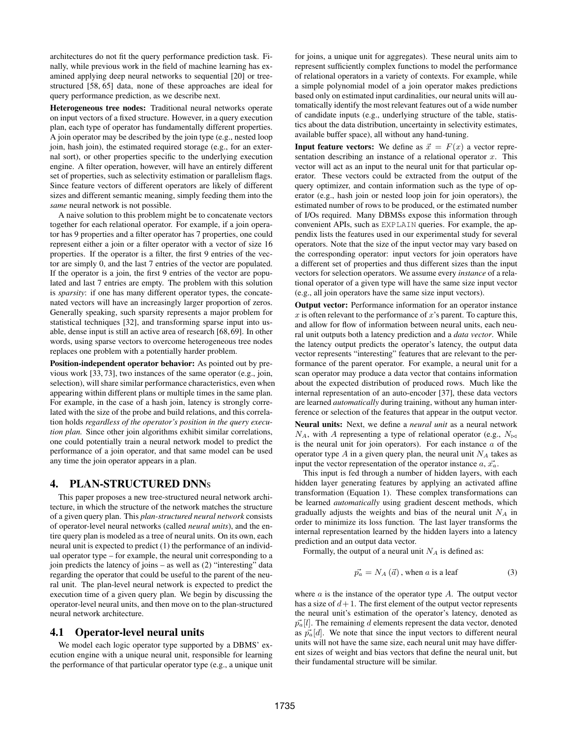architectures do not fit the query performance prediction task. Finally, while previous work in the field of machine learning has examined applying deep neural networks to sequential [20] or tree-structured [58, 65] data, none of these approaches are ideal for query performance prediction, as we describe next.

**Heterogeneous tree nodes:** Traditional neural networks operate on input vectors of a fixed structure. However, in a query execution plan, each type of operator has fundamentally different properties. A join operator may be described by the join type (e.g., nested loop join, hash join), the estimated required storage (e.g., for an external sort), or other properties specific to the underlying execution engine. A filter operation, however, will have an entirely different set of properties, such as selectivity estimation or parallelism flags. Since feature vectors of different operators are likely of different sizes and different semantic meaning, simply feeding them into the *same* neural network is not possible.

A naive solution to this problem might be to concatenate vectors together for each relational operator. For example, if a join operator has 9 properties and a filter operator has 7 properties, one could represent either a join or a filter operator with a vector of size 16 properties. If the operator is a filter, the first 9 entries of the vector are simply 0, and the last 7 entries of the vector are populated. If the operator is a join, the first 9 entries of the vector are populated and last 7 entries are empty. The problem with this solution is *sparsity*: if one has many different operator types, the concatenated vectors will have an increasingly larger proportion of zeros. Generally speaking, such sparsity represents a major problem for statistical techniques [32], and transforming sparse input into usable, dense input is still an active area of research [68, 69]. In other words, using sparse vectors to overcome heterogeneous tree nodes replaces one problem with a potentially harder problem.

**Position-independent operator behavior:** As pointed out by previous work [33, 73], two instances of the same operator (e.g., join, selection), will share similar performance characteristics, even when appearing within different plans or multiple times in the same plan. For example, in the case of a hash join, latency is strongly correlated with the size of the probe and build relations, and this correlation holds *regardless of the operator's position in the query execution plan.* Since other join algorithms exhibit similar correlations, one could potentially train a neural network model to predict the performance of a join operator, and that same model can be used any time the join operator appears in a plan.

# 4. PLAN-STRUCTURED DNNS

This paper proposes a new tree-structured neural network architecture, in which the structure of the network matches the structure of a given query plan. This *plan-structured neural network* consists of operator-level neural networks (called *neural units*), and the entire query plan is modeled as a tree of neural units. On its own, each neural unit is expected to predict (1) the performance of an individual operator type – for example, the neural unit corresponding to a join predicts the latency of joins – as well as (2) "interesting" data regarding the operator that could be useful to the parent of the neural unit. The plan-level neural network is expected to predict the execution time of a given query plan. We begin by discussing the operator-level neural units, and then move on to the plan-structured neural network architecture.

## 4.1 Operator-level neural units

We model each logic operator type supported by a DBMS' execution engine with a unique neural unit, responsible for learning the performance of that particular operator type (e.g., a unique unit for joins, a unique unit for aggregates). These neural units aim to represent sufficiently complex functions to model the performance of relational operators in a variety of contexts. For example, while a simple polynomial model of a join operator makes predictions based only on estimated input cardinalities, our neural units will automatically identify the most relevant features out of a wide number of candidate inputs (e.g., underlying structure of the table, statistics about the data distribution, uncertainty in selectivity estimates, available buffer space), all without any hand-tuning.

**Input feature vectors:** We define as $\vec{x} = F(x)$ a vector representation describing an instance of a relational operator $x$. This vector will act as an input to the neural unit for that particular operator. These vectors could be extracted from the output of the query optimizer, and contain information such as the type of operator (e.g., hash join or nested loop join for join operators), the estimated number of rows to be produced, or the estimated number of I/Os required. Many DBMSs expose this information through convenient APIs, such as `EXPLAIN` queries. For example, the appendix lists the features used in our experimental study for several operators. Note that the size of the input vector may vary based on the corresponding operator: input vectors for join operators have a different set of properties and thus different sizes than the input vectors for selection operators. We assume every *instance* of a relational operator of a given type will have the same size input vector (e.g., all join operators have the same size input vectors).

**Output vector:** Performance information for an operator instance $x$ is often relevant to the performance of $x$'s parent. To capture this, and allow for flow of information between neural units, each neural unit outputs both a latency prediction and a *data vector*. While the latency output predicts the operator's latency, the output data vector represents "interesting" features that are relevant to the performance of the parent operator. For example, a neural unit for a scan operator may produce a data vector that contains information about the expected distribution of produced rows. Much like the internal representation of an auto-encoder [37], these data vectors are learned *automatically* during training, without any human interference or selection of the features that appear in the output vector.

**Neural units:** Next, we define a *neural unit* as a neural network $N_A$, with $A$ representing a type of relational operator (e.g., $N_{\bowtie}$ is the neural unit for join operators). For each instance $a$ of the operator type $A$ in a given query plan, the neural unit $N_A$ takes as input the vector representation of the operator instance $a$, $\vec{x_a}$.

This input is fed through a number of hidden layers, with each hidden layer generating features by applying an activated affine transformation (Equation 1). These complex transformations can be learned *automatically* using gradient descent methods, which gradually adjusts the weights and bias of the neural unit $N_A$ in order to minimize its loss function. The last layer transforms the internal representation learned by the hidden layers into a latency prediction and an output data vector.

Formally, the output of a neural unit $N_A$ is defined as:

$$\vec{p_a} = N_A(\vec{a}), \text{ when } a \text{ is a leaf} \tag{3}$$

where $a$ is the instance of the operator type $A$. The output vector has a size of $d+1$. The first element of the output vector represents the neural unit's estimation of the operator's latency, denoted as $\vec{p_a}[l]$. The remaining $d$ elements represent the data vector, denoted as $\vec{p_a}[d]$. We note that since the input vectors to different neural units will not have the same size, each neural unit may have different sizes of weight and bias vectors that define the neural unit, but their fundamental structure will be similar.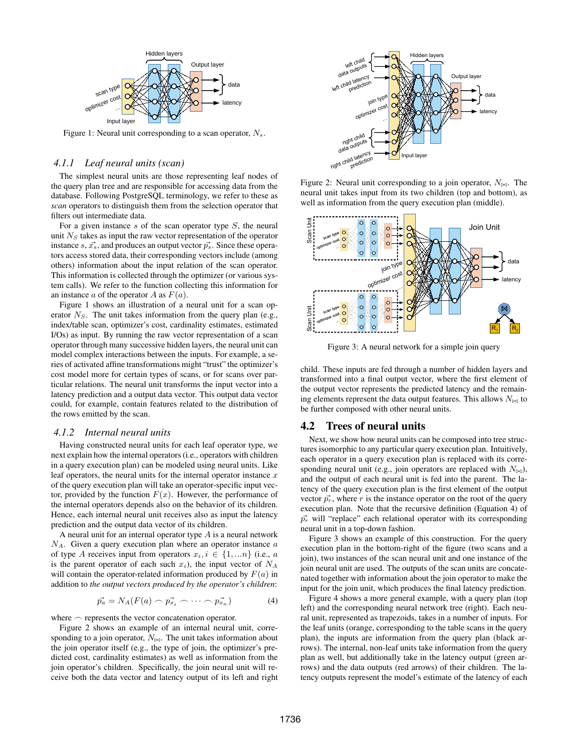Figure 1: Neural unit corresponding to a scan operator, $N_s$.

### 4.1.1 Leaf neural units (scan)

The simplest neural units are those representing leaf nodes of the query plan tree and are responsible for accessing data from the database. Following PostgreSQL terminology, we refer to these as *scan* operators to distinguish them from the selection operator that filters out intermediate data.

For a given instance $s$ of the scan operator type $S$, the neural unit $N_S$ takes as input the raw vector representation of the operator instance $s$, $\vec{x_s}$, and produces an output vector $\vec{p_s}$. Since these operators access stored data, their corresponding vectors include (among others) information about the input relation of the scan operator. This information is collected through the optimizer (or various system calls). We refer to the function collecting this information for an instance $a$ of the operator $A$ as $F(a)$.

Figure 1 shows an illustration of a neural unit for a scan operator $N_S$. The unit takes information from the query plan (e.g., index/table scan, optimizer's cost, cardinality estimates, estimated I/Os) as input. By running the raw vector representation of a scan operator through many successive hidden layers, the neural unit can model complex interactions between the inputs. For example, a series of activated affine transformations might "trust" the optimizer's cost model more for certain types of scans, or for scans over particular relations. The neural unit transforms the input vector into a latency prediction and a output data vector. This output data vector could, for example, contain features related to the distribution of the rows emitted by the scan.

### 4.1.2 Internal neural units

Having constructed neural units for each leaf operator type, we next explain how the internal operators (i.e., operators with children in a query execution plan) can be modeled using neural units. Like leaf operators, the neural units for the internal operator instance $x$ of the query execution plan will take an operator-specific input vector, provided by the function $F(x)$. However, the performance of the internal operators depends also on the behavior of its children. Hence, each internal neural unit receives also as input the latency prediction and the output data vector of its children.

A neural unit for an internal operator type $A$ is a neural network $N_A$. Given a query execution plan where an operator instance $a$ of type $A$ receives input from operators $x_i, i \in \{1, ...n\}$ (i.e., $a$ is the parent operator of each such $x_i$), the input vector of $N_A$ will contain the operator-related information produced by $F(a)$ in addition to *the output vectors produced by the operator's children*:

$$\vec{p_a} = N_A(F(a) \frown \vec{p_{x_i}} \frown \cdots \frown \vec{p_{x_n}}) \quad (4)$$

where $\frown$ represents the vector concatenation operator.

Figure 2 shows an example of an internal neural unit, corresponding to a join operator, $N_{\bowtie}$. The unit takes information about the join operator itself (e.g., the type of join, the optimizer's predicted cost, cardinality estimates) as well as information from the join operator's children. Specifically, the join neural unit will receive both the data vector and latency output of its left and right child. These inputs are fed through a number of hidden layers and transformed into a final output vector, where the first element of the output vector represents the predicted latency and the remaining elements represent the data output features. This allows $N_{\bowtie}$ to be further composed with other neural units.

Figure 2: Neural unit corresponding to a join operator, $N_{\bowtie}$. The neural unit takes input from its two children (top and bottom), as well as information from the query execution plan (middle).

Figure 3: A neural network for a simple join query

## 4.2 Trees of neural units

Next, we show how neural units can be composed into tree structures isomorphic to any particular query execution plan. Intuitively, each operator in a query execution plan is replaced with its corresponding neural unit (e.g., join operators are replaced with $N_{\bowtie}$), and the output of each neural unit is fed into the parent. The latency of the query execution plan is the first element of the output vector $\vec{p_r}$, where $r$ is the instance operator on the root of the query execution plan. Note that the recursive definition (Equation 4) of $\vec{p_r}$ will "replace" each relational operator with its corresponding neural unit in a top-down fashion.

Figure 3 shows an example of this construction. For the query execution plan in the bottom-right of the figure (two scans and a join), two instances of the scan neural unit and one instance of the join neural unit are used. The outputs of the scan units are concatenated together with information about the join operator to make the input for the join unit, which produces the final latency prediction.

Figure 4 shows a more general example, with a query plan (top left) and the corresponding neural network tree (right). Each neural unit, represented as trapezoids, takes in a number of inputs. For the leaf units (orange, corresponding to the table scans in the query plan), the inputs are information from the query plan (black arrows). The internal, non-leaf units take information from the query plan as well, but additionally take in the latency output (green arrows) and the data outputs (red arrows) of their children. The latency outputs represent the model's estimate of the latency of each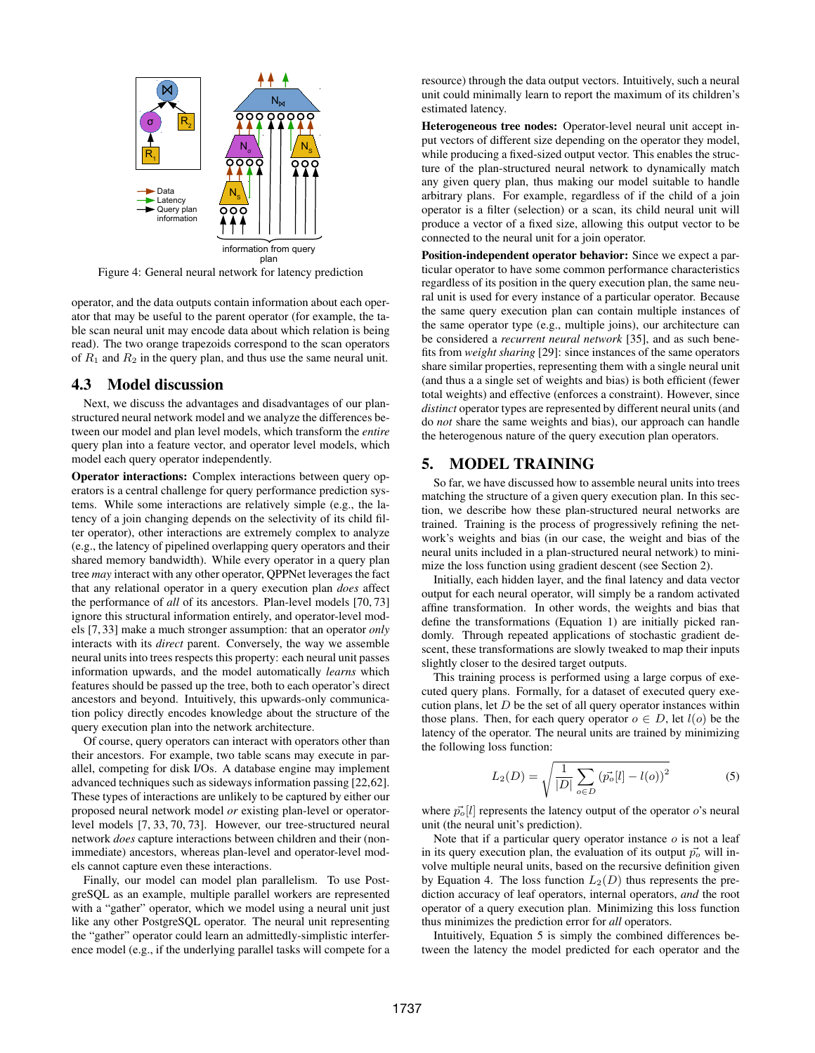Figure 4: General neural network for latency prediction

operator, and the data outputs contain information about each operator that may be useful to the parent operator (for example, the table scan neural unit may encode data about which relation is being read). The two orange trapezoids correspond to the scan operators of $R_1$ and $R_2$ in the query plan, and thus use the same neural unit.

## 4.3 Model discussion

Next, we discuss the advantages and disadvantages of our plan-structured neural network model and we analyze the differences between our model and plan level models, which transform the *entire* query plan into a feature vector, and operator level models, which model each query operator independently.

**Operator interactions:** Complex interactions between query operators is a central challenge for query performance prediction systems. While some interactions are relatively simple (e.g., the latency of a join changing depends on the selectivity of its child filter operator), other interactions are extremely complex to analyze (e.g., the latency of pipelined overlapping query operators and their shared memory bandwidth). While every operator in a query plan tree *may* interact with any other operator, QPPNet leverages the fact that any relational operator in a query execution plan *does* affect the performance of *all* of its ancestors. Plan-level models [70, 73] ignore this structural information entirely, and operator-level models [7, 33] make a much stronger assumption: that an operator *only* interacts with its *direct* parent. Conversely, the way we assemble neural units into trees respects this property: each neural unit passes information upwards, and the model automatically *learns* which features should be passed up the tree, both to each operator's direct ancestors and beyond. Intuitively, this upwards-only communication policy directly encodes knowledge about the structure of the query execution plan into the network architecture.

Of course, query operators can interact with operators other than their ancestors. For example, two table scans may execute in parallel, competing for disk I/Os. A database engine may implement advanced techniques such as sideways information passing [22, 62]. These types of interactions are unlikely to be captured by either our proposed neural network model *or* existing plan-level or operator-level models [7, 33, 70, 73]. However, our tree-structured neural network *does* capture interactions between children and their (non-immediate) ancestors, whereas plan-level and operator-level models cannot capture even these interactions.

Finally, our model can model plan parallelism. To use PostgreSQL as an example, multiple parallel workers are represented with a "gather" operator, which we model using a neural unit just like any other PostgreSQL operator. The neural unit representing the "gather" operator could learn an admittedly-simplistic interference model (e.g., if the underlying parallel tasks will compete for a resource) through the data output vectors. Intuitively, such a neural unit could minimally learn to report the maximum of its children's estimated latency.

**Heterogeneous tree nodes:** Operator-level neural unit accept input vectors of different size depending on the operator they model, while producing a fixed-sized output vector. This enables the structure of the plan-structured neural network to dynamically match any given query plan, thus making our model suitable to handle arbitrary plans. For example, regardless of if the child of a join operator is a filter (selection) or a scan, its child neural unit will produce a vector of a fixed size, allowing this output vector to be connected to the neural unit for a join operator.

**Position-independent operator behavior:** Since we expect a particular operator to have some common performance characteristics regardless of its position in the query execution plan, the same neural unit is used for every instance of a particular operator. Because the same query execution plan can contain multiple instances of the same operator type (e.g., multiple joins), our architecture can be considered a *recurrent neural network* [35], and as such benefits from *weight sharing* [29]: since instances of the same operators share similar properties, representing them with a single neural unit (and thus a a single set of weights and bias) is both efficient (fewer total weights) and effective (enforces a constraint). However, since *distinct* operator types are represented by different neural units (and do *not* share the same weights and bias), our approach can handle the heterogenous nature of the query execution plan operators.

# 5. MODEL TRAINING

So far, we have discussed how to assemble neural units into trees matching the structure of a given query execution plan. In this section, we describe how these plan-structured neural networks are trained. Training is the process of progressively refining the network's weights and bias (in our case, the weight and bias of the neural units included in a plan-structured neural network) to minimize the loss function using gradient descent (see Section 2).

Initially, each hidden layer, and the final latency and data vector output for each neural operator, will simply be a random activated affine transformation. In other words, the weights and bias that define the transformations (Equation 1) are initially picked randomly. Through repeated applications of stochastic gradient descent, these transformations are slowly tweaked to map their inputs slightly closer to the desired target outputs.

This training process is performed using a large corpus of executed query plans. Formally, for a dataset of executed query execution plans, let $D$ be the set of all query operator instances within those plans. Then, for each query operator $o \in D$, let $l(o)$ be the latency of the operator. The neural units are trained by minimizing the following loss function:

$$L_2(D) = \sqrt{\frac{1}{|D|} \sum_{o \in D} \left(\vec{p_o}[l] - l(o)\right)^2} \quad (5)$$

where $\vec{p_o}[l]$ represents the latency output of the operator $o$'s neural unit (the neural unit's prediction).

Note that if a particular query operator instance $o$ is not a leaf in its query execution plan, the evaluation of its output $\vec{p_o}$ will involve multiple neural units, based on the recursive definition given by Equation 4. The loss function $L_2(D)$ thus represents the prediction accuracy of leaf operators, internal operators, *and* the root operator of a query execution plan. Minimizing this loss function thus minimizes the prediction error for *all* operators.

Intuitively, Equation 5 is simply the combined differences between the latency the model predicted for each operator and the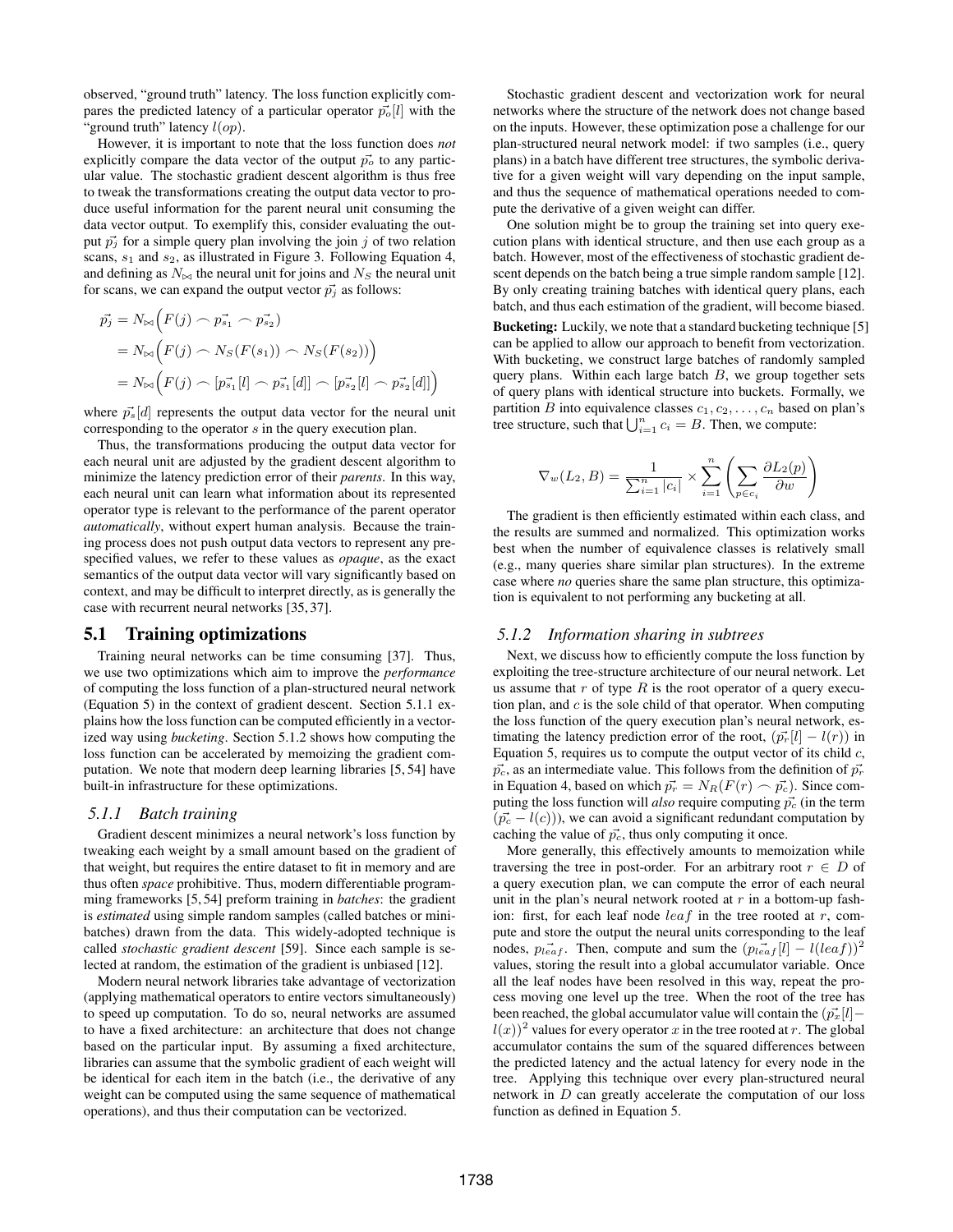observed, "ground truth" latency. The loss function explicitly compares the predicted latency of a particular operator $\vec{p_o}[l]$ with the "ground truth" latency $l(op)$.

However, it is important to note that the loss function does *not* explicitly compare the data vector of the output $\vec{p_o}$ to any particular value. The stochastic gradient descent algorithm is thus free to tweak the transformations creating the output data vector to produce useful information for the parent neural unit consuming the data vector output. To exemplify this, consider evaluating the output $\vec{p_j}$ for a simple query plan involving the join $j$ of two relation scans, $s_1$ and $s_2$, as illustrated in Figure 3. Following Equation 4, and defining as $N_{\bowtie}$ the neural unit for joins and $N_S$ the neural unit for scans, we can expand the output vector $\vec{p_j}$ as follows:

$$
\begin{aligned}
\vec{p_j} &= N_{\bowtie}\Big(F(j) \frown \vec{p_{s_1}} \frown \vec{p_{s_2}}\Big) \\
&= N_{\bowtie}\Big(F(j) \frown N_S(F(s_1)) \frown N_S(F(s_2))\Big) \\
&= N_{\bowtie}\Big(F(j) \frown [\vec{p_{s_1}}[l] \frown \vec{p_{s_1}}[d]] \frown [\vec{p_{s_2}}[l] \frown \vec{p_{s_2}}[d]]\Big)
\end{aligned}
$$

where $\vec{p_s}[d]$ represents the output data vector for the neural unit corresponding to the operator $s$ in the query execution plan.

Thus, the transformations producing the output data vector for each neural unit are adjusted by the gradient descent algorithm to minimize the latency prediction error of their *parents*. In this way, each neural unit can learn what information about its represented operator type is relevant to the performance of the parent operator *automatically*, without expert human analysis. Because the training process does not push output data vectors to represent any prespecified values, we refer to these values as *opaque*, as the exact semantics of the output data vector will vary significantly based on context, and may be difficult to interpret directly, as is generally the case with recurrent neural networks [35, 37].

## 5.1 Training optimizations

Training neural networks can be time consuming [37]. Thus, we use two optimizations which aim to improve the *performance* of computing the loss function of a plan-structured neural network (Equation 5) in the context of gradient descent. Section 5.1.1 explains how the loss function can be computed efficiently in a vectorized way using *bucketing*. Section 5.1.2 shows how computing the loss function can be accelerated by memoizing the gradient computation. We note that modern deep learning libraries [5, 54] have built-in infrastructure for these optimizations.

### 5.1.1 Batch training

Gradient descent minimizes a neural network's loss function by tweaking each weight by a small amount based on the gradient of that weight, but requires the entire dataset to fit in memory and are thus often *space* prohibitive. Thus, modern differentiable programming frameworks [5, 54] preform training in *batches*: the gradient is *estimated* using simple random samples (called batches or mini-batches) drawn from the data. This widely-adopted technique is called *stochastic gradient descent* [59]. Since each sample is selected at random, the estimation of the gradient is unbiased [12].

Modern neural network libraries take advantage of vectorization (applying mathematical operators to entire vectors simultaneously) to speed up computation. To do so, neural networks are assumed to have a fixed architecture: an architecture that does not change based on the particular input. By assuming a fixed architecture, libraries can assume that the symbolic gradient of each weight will be identical for each item in the batch (i.e., the derivative of any weight can be computed using the same sequence of mathematical operations), and thus their computation can be vectorized.

Stochastic gradient descent and vectorization work for neural networks where the structure of the network does not change based on the inputs. However, these optimization pose a challenge for our plan-structured neural network model: if two samples (i.e., query plans) in a batch have different tree structures, the symbolic derivative for a given weight will vary depending on the input sample, and thus the sequence of mathematical operations needed to compute the derivative of a given weight can differ.

One solution might be to group the training set into query execution plans with identical structure, and then use each group as a batch. However, most of the effectiveness of stochastic gradient descent depends on the batch being a true simple random sample [12]. By only creating training batches with identical query plans, each batch, and thus each estimation of the gradient, will become biased.

**Bucketing:** Luckily, we note that a standard bucketing technique [5] can be applied to allow our approach to benefit from vectorization. With bucketing, we construct large batches of randomly sampled query plans. Within each large batch $B$, we group together sets of query plans with identical structure into buckets. Formally, we partition $B$ into equivalence classes $c_1, c_2, \ldots, c_n$ based on plan's tree structure, such that $\bigcup_{i=1}^{n} c_i = B$. Then, we compute:

$$
\nabla_w(L_2, B) = \frac{1}{\sum_{i=1}^{n} |c_i|} \times \sum_{i=1}^{n} \left( \sum_{p \in c_i} \frac{\partial L_2(p)}{\partial w} \right)
$$

The gradient is then efficiently estimated within each class, and the results are summed and normalized. This optimization works best when the number of equivalence classes is relatively small (e.g., many queries share similar plan structures). In the extreme case where *no* queries share the same plan structure, this optimization is equivalent to not performing any bucketing at all.

### 5.1.2 Information sharing in subtrees

Next, we discuss how to efficiently compute the loss function by exploiting the tree-structure architecture of our neural network. Let us assume that $r$ of type $R$ is the root operator of a query execution plan, and $c$ is the sole child of that operator. When computing the loss function of the query execution plan's neural network, estimating the latency prediction error of the root, $(\vec{p_r}[l] - l(r))$ in Equation 5, requires us to compute the output vector of its child $c$, $\vec{p_c}$, as an intermediate value. This follows from the definition of $\vec{p_r}$ in Equation 4, based on which $\vec{p_r} = N_R(F(r) \frown \vec{p_c})$. Since computing the loss function will *also* require computing $\vec{p_c}$ (in the term $(\vec{p_c} - l(c))$), we can avoid a significant redundant computation by caching the value of $\vec{p_c}$, thus only computing it once.

More generally, this effectively amounts to memoization while traversing the tree in post-order. For an arbitrary root $r \in D$ of a query execution plan, we can compute the error of each neural unit in the plan's neural network rooted at $r$ in a bottom-up fashion: first, for each leaf node $leaf$ in the tree rooted at $r$, compute and store the output the neural units corresponding to the leaf nodes, $\vec{p_{leaf}}$. Then, compute and sum the $(\vec{p_{leaf}}[l] - l(leaf))^2$ values, storing the result into a global accumulator variable. Once all the leaf nodes have been resolved in this way, repeat the process moving one level up the tree. When the root of the tree has been reached, the global accumulator value will contain the $(\vec{p_x}[l] - l(x))^2$ values for every operator $x$ in the tree rooted at $r$. The global accumulator contains the sum of the squared differences between the predicted latency and the actual latency for every node in the tree. Applying this technique over every plan-structured neural network in $D$ can greatly accelerate the computation of our loss function as defined in Equation 5.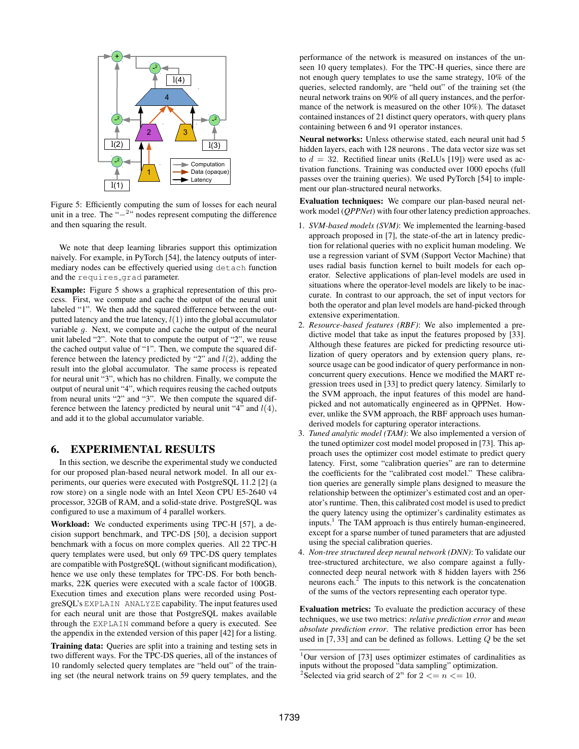Figure 5: Efficiently computing the sum of losses for each neural unit in a tree. The "$-^2$" nodes represent computing the difference and then squaring the result.

We note that deep learning libraries support this optimization naively. For example, in PyTorch [54], the latency outputs of intermediary nodes can be effectively queried using `detach` function and the `requires_grad` parameter.

**Example:** Figure 5 shows a graphical representation of this process. First, we compute and cache the output of the neural unit labeled "1". We then add the squared difference between the outputted latency and the true latency, $l(1)$ into the global accumulator variable $g$. Next, we compute and cache the output of the neural unit labeled "2". Note that to compute the output of "2", we reuse the cached output value of "1". Then, we compute the squared difference between the latency predicted by "2" and $l(2)$, adding the result into the global accumulator. The same process is repeated for neural unit "3", which has no children. Finally, we compute the output of neural unit "4", which requires reusing the cached outputs from neural units "2" and "3". We then compute the squared difference between the latency predicted by neural unit "4" and $l(4)$, and add it to the global accumulator variable.

# 6. EXPERIMENTAL RESULTS

In this section, we describe the experimental study we conducted for our proposed plan-based neural network model. In all our experiments, our queries were executed with PostgreSQL 11.2 [2] (a row store) on a single node with an Intel Xeon CPU E5-2640 v4 processor, 32GB of RAM, and a solid-state drive. PostgreSQL was configured to use a maximum of 4 parallel workers.

**Workload:** We conducted experiments using TPC-H [57], a decision support benchmark, and TPC-DS [50], a decision support benchmark with a focus on more complex queries. All 22 TPC-H query templates were used, but only 69 TPC-DS query templates are compatible with PostgreSQL (without significant modification), hence we use only these templates for TPC-DS. For both benchmarks, 22K queries were executed with a scale factor of 100GB. Execution times and execution plans were recorded using PostgreSQL's `EXPLAIN ANALYZE` capability. The input features used for each neural unit are those that PostgreSQL makes available through the `EXPLAIN` command before a query is executed. See the appendix in the extended version of this paper [42] for a listing.

**Training data:** Queries are split into a training and testing sets in two different ways. For the TPC-DS queries, all of the instances of 10 randomly selected query templates are "held out" of the training set (the neural network trains on 59 query templates, and the performance of the network is measured on instances of the unseen 10 query templates). For the TPC-H queries, since there are not enough query templates to use the same strategy, 10% of the queries, selected randomly, are "held out" of the training set (the neural network trains on 90% of all query instances, and the performance of the network is measured on the other 10%). The dataset contained instances of 21 distinct query operators, with query plans containing between 6 and 91 operator instances.

**Neural networks:** Unless otherwise stated, each neural unit had 5 hidden layers, each with 128 neurons . The data vector size was set to $d = 32$. Rectified linear units (ReLUs [19]) were used as activation functions. Training was conducted over 1000 epochs (full passes over the training queries). We used PyTorch [54] to implement our plan-structured neural networks.

**Evaluation techniques:** We compare our plan-based neural network model (*QPPNet*) with four other latency prediction approaches.

1. *SVM-based models (SVM)*: We implemented the learning-based approach proposed in [7], the state-of-the art in latency prediction for relational queries with no explicit human modeling. We use a regression variant of SVM (Support Vector Machine) that uses radial basis function kernel to built models for each operator. Selective applications of plan-level models are used in situations where the operator-level models are likely to be inaccurate. In contrast to our approach, the set of input vectors for both the operator and plan level models are hand-picked through extensive experimentation.
2. *Resource-based features (RBF)*: We also implemented a predictive model that take as input the features proposed by [33]. Although these features are picked for predicting resource utilization of query operators and by extension query plans, resource usage can be good indicator of query performance in non-concurrent query executions. Hence we modified the MART regression trees used in [33] to predict query latency. Similarly to the SVM approach, the input features of this model are hand-picked and not automatically engineered as in QPPNet. However, unlike the SVM approach, the RBF approach uses human-derived models for capturing operator interactions.
3. *Tuned analytic model (TAM)*: We also implemented a version of the tuned optimizer cost model model proposed in [73]. This approach uses the optimizer cost model estimate to predict query latency. First, some "calibration queries" are ran to determine the coefficients for the "calibrated cost model." These calibration queries are generally simple plans designed to measure the relationship between the optimizer's estimated cost and an operator's runtime. Then, this calibrated cost model is used to predict the query latency using the optimizer's cardinality estimates as inputs.[1] The TAM approach is thus entirely human-engineered, except for a sparse number of tuned parameters that are adjusted using the special calibration queries.
4. *Non-tree structured deep neural network (DNN)*: To validate our tree-structured architecture, we also compare against a fully-connected deep neural network with 8 hidden layers with 256 neurons each.[2] The inputs to this network is the concatenation of the sums of the vectors representing each operator type.

**Evaluation metrics:** To evaluate the prediction accuracy of these techniques, we use two metrics: *relative prediction error* and *mean absolute prediction error*. The relative prediction error has been used in [7, 33] and can be defined as follows. Letting $Q$ be the set

[1] Our version of [73] uses optimizer estimates of cardinalities as inputs without the proposed "data sampling" optimization.

[2] Selected via grid search of $2^n$ for $2 <= n <= 10$.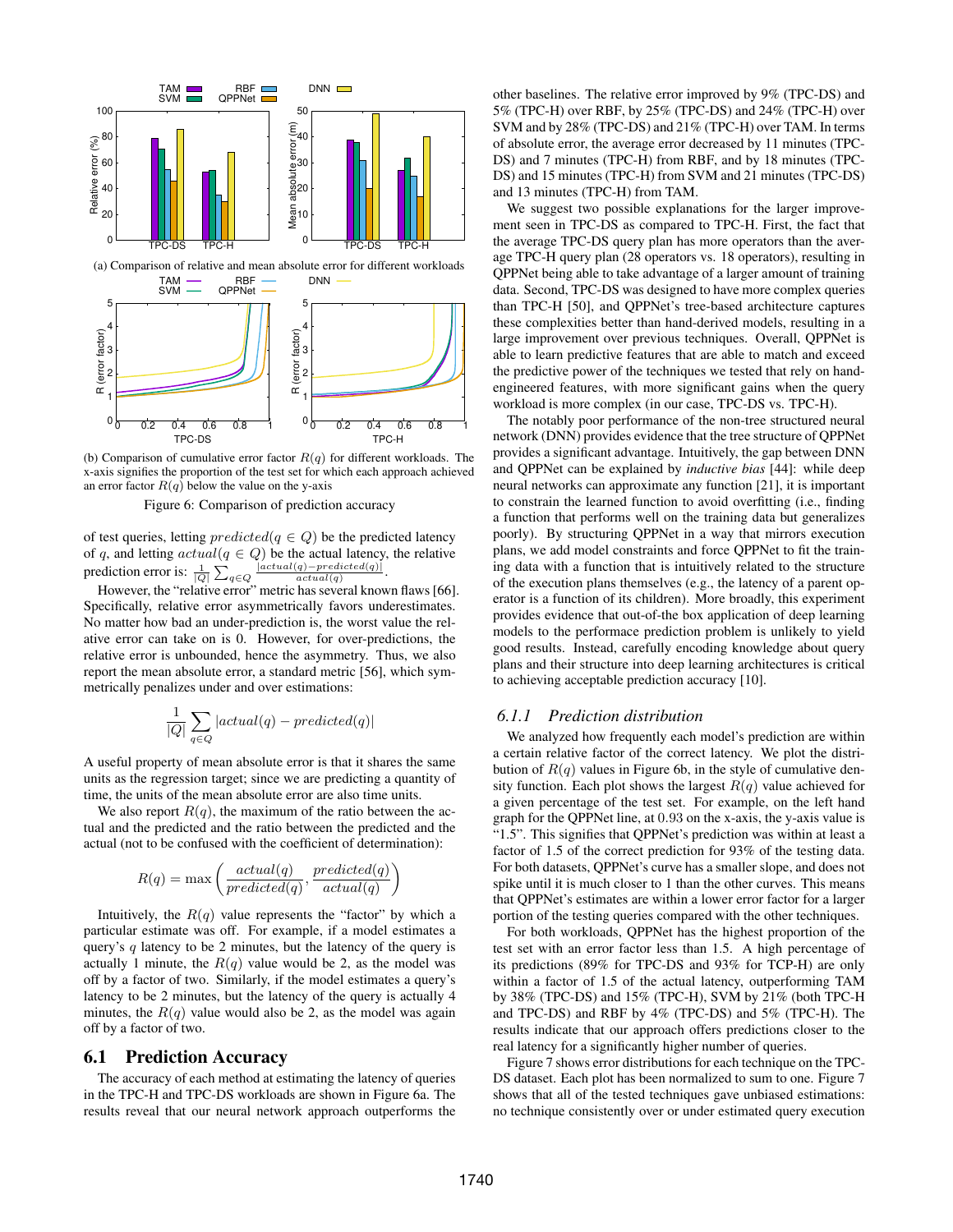(a) Comparison of relative and mean absolute error for different workloads

(b) Comparison of cumulative error factor $R(q)$ for different workloads. The x-axis signifies the proportion of the test set for which each approach achieved an error factor $R(q)$ below the value on the y-axis

Figure 6: Comparison of prediction accuracy

of test queries, letting $predicted(q \in Q)$ be the predicted latency of $q$, and letting $actual(q \in Q)$ be the actual latency, the relative prediction error is: $\frac{1}{|Q|} \sum_{q \in Q} \frac{|actual(q) - predicted(q)|}{actual(q)}$.

However, the "relative error" metric has several known flaws [66]. Specifically, relative error asymmetrically favors underestimates. No matter how bad an under-prediction is, the worst value the relative error can take on is 0. However, for over-predictions, the relative error is unbounded, hence the asymmetry. Thus, we also report the mean absolute error, a standard metric [56], which symmetrically penalizes under and over estimations:

$$\frac{1}{|Q|} \sum_{q \in Q} |actual(q) - predicted(q)|$$

A useful property of mean absolute error is that it shares the same units as the regression target; since we are predicting a quantity of time, the units of the mean absolute error are also time units.

We also report $R(q)$, the maximum of the ratio between the actual and the predicted and the ratio between the predicted and the actual (not to be confused with the coefficient of determination):

$$R(q) = \max\left(\frac{actual(q)}{predicted(q)}, \frac{predicted(q)}{actual(q)}\right)$$

Intuitively, the $R(q)$ value represents the "factor" by which a particular estimate was off. For example, if a model estimates a query's $q$ latency to be 2 minutes, but the latency of the query is actually 1 minute, the $R(q)$ value would be 2, as the model was off by a factor of two. Similarly, if the model estimates a query's latency to be 2 minutes, but the latency of the query is actually 4 minutes, the $R(q)$ value would also be 2, as the model was again off by a factor of two.

## 6.1 Prediction Accuracy

The accuracy of each method at estimating the latency of queries in the TPC-H and TPC-DS workloads are shown in Figure 6a. The results reveal that our neural network approach outperforms the other baselines. The relative error improved by 9% (TPC-DS) and 5% (TPC-H) over RBF, by 25% (TPC-DS) and 24% (TPC-H) over SVM and by 28% (TPC-DS) and 21% (TPC-H) over TAM. In terms of absolute error, the average error decreased by 11 minutes (TPC-DS) and 7 minutes (TPC-H) from RBF, and by 18 minutes (TPC-DS) and 15 minutes (TPC-H) from SVM and 21 minutes (TPC-DS) and 13 minutes (TPC-H) from TAM.

We suggest two possible explanations for the larger improvement seen in TPC-DS as compared to TPC-H. First, the fact that the average TPC-DS query plan has more operators than the average TPC-H query plan (28 operators vs. 18 operators), resulting in QPPNet being able to take advantage of a larger amount of training data. Second, TPC-DS was designed to have more complex queries than TPC-H [50], and QPPNet's tree-based architecture captures these complexities better than hand-derived models, resulting in a large improvement over previous techniques. Overall, QPPNet is able to learn predictive features that are able to match and exceed the predictive power of the techniques we tested that rely on hand-engineered features, with more significant gains when the query workload is more complex (in our case, TPC-DS vs. TPC-H).

The notably poor performance of the non-tree structured neural network (DNN) provides evidence that the tree structure of QPPNet provides a significant advantage. Intuitively, the gap between DNN and QPPNet can be explained by *inductive bias* [44]: while deep neural networks can approximate any function [21], it is important to constrain the learned function to avoid overfitting (i.e., finding a function that performs well on the training data but generalizes poorly). By structuring QPPNet in a way that mirrors execution plans, we add model constraints and force QPPNet to fit the training data with a function that is intuitively related to the structure of the execution plans themselves (e.g., the latency of a parent operator is a function of its children). More broadly, this experiment provides evidence that out-of-the box application of deep learning models to the performace prediction problem is unlikely to yield good results. Instead, carefully encoding knowledge about query plans and their structure into deep learning architectures is critical to achieving acceptable prediction accuracy [10].

### 6.1.1 Prediction distribution

We analyzed how frequently each model's prediction are within a certain relative factor of the correct latency. We plot the distribution of $R(q)$ values in Figure 6b, in the style of cumulative density function. Each plot shows the largest $R(q)$ value achieved for a given percentage of the test set. For example, on the left hand graph for the QPPNet line, at 0.93 on the x-axis, the y-axis value is "1.5". This signifies that QPPNet's prediction was within at least a factor of 1.5 of the correct prediction for 93% of the testing data. For both datasets, QPPNet's curve has a smaller slope, and does not spike until it is much closer to 1 than the other curves. This means that QPPNet's estimates are within a lower error factor for a larger portion of the testing queries compared with the other techniques.

For both workloads, QPPNet has the highest proportion of the test set with an error factor less than 1.5. A high percentage of its predictions (89% for TPC-DS and 93% for TCP-H) are only within a factor of 1.5 of the actual latency, outperforming TAM by 38% (TPC-DS) and 15% (TPC-H), SVM by 21% (both TPC-H and TPC-DS) and RBF by 4% (TPC-DS) and 5% (TPC-H). The results indicate that our approach offers predictions closer to the real latency for a significantly higher number of queries.

Figure 7 shows error distributions for each technique on the TPC-DS dataset. Each plot has been normalized to sum to one. Figure 7 shows that all of the tested techniques gave unbiased estimations: no technique consistently over or under estimated query execution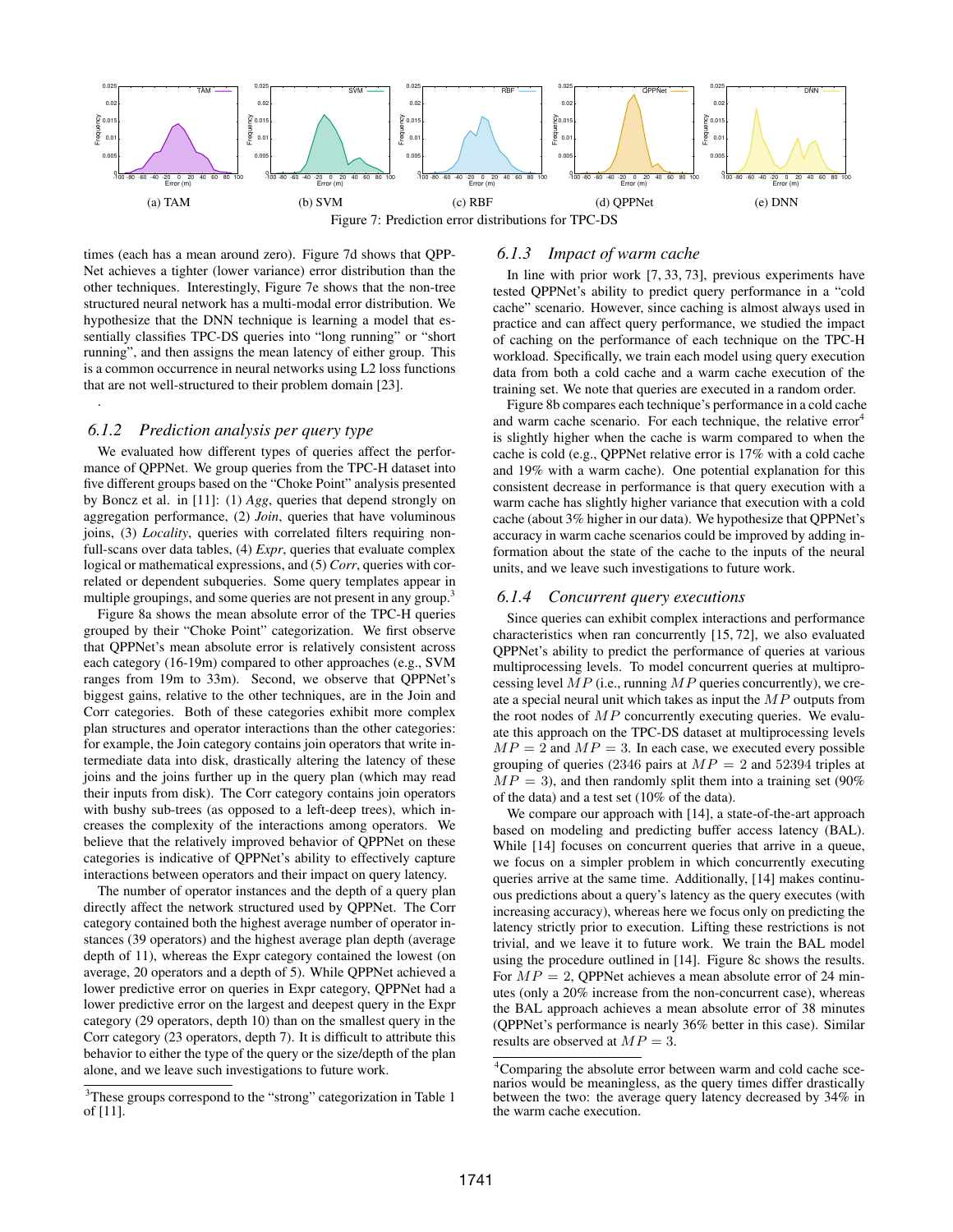(a) TAM (b) SVM (c) RBF (d) QPPNet (e) DNN

Figure 7: Prediction error distributions for TPC-DS

times (each has a mean around zero). Figure 7d shows that QPPNet achieves a tighter (lower variance) error distribution than the other techniques. Interestingly, Figure 7e shows that the non-tree structured neural network has a multi-modal error distribution. We hypothesize that the DNN technique is learning a model that essentially classifies TPC-DS queries into "long running" or "short running", and then assigns the mean latency of either group. This is a common occurrence in neural networks using L2 loss functions that are not well-structured to their problem domain [23].

.

### 6.1.2 Prediction analysis per query type

We evaluated how different types of queries affect the performance of QPPNet. We group queries from the TPC-H dataset into five different groups based on the "Choke Point" analysis presented by Boncz et al. in [11]: (1) *Agg*, queries that depend strongly on aggregation performance, (2) *Join*, queries that have voluminous joins, (3) *Locality*, queries with correlated filters requiring non-full-scans over data tables, (4) *Expr*, queries that evaluate complex logical or mathematical expressions, and (5) *Corr*, queries with correlated or dependent subqueries. Some query templates appear in multiple groupings, and some queries are not present in any group.[3]

Figure 8a shows the mean absolute error of the TPC-H queries grouped by their "Choke Point" categorization. We first observe that QPPNet's mean absolute error is relatively consistent across each category (16-19m) compared to other approaches (e.g., SVM ranges from 19m to 33m). Second, we observe that QPPNet's biggest gains, relative to the other techniques, are in the Join and Corr categories. Both of these categories exhibit more complex plan structures and operator interactions than the other categories: for example, the Join category contains join operators that write intermediate data into disk, drastically altering the latency of these joins and the joins further up in the query plan (which may read their inputs from disk). The Corr category contains join operators with bushy sub-trees (as opposed to a left-deep trees), which increases the complexity of the interactions among operators. We believe that the relatively improved behavior of QPPNet on these categories is indicative of QPPNet's ability to effectively capture interactions between operators and their impact on query latency.

The number of operator instances and the depth of a query plan directly affect the network structured used by QPPNet. The Corr category contained both the highest average number of operator instances (39 operators) and the highest average plan depth (average depth of 11), whereas the Expr category contained the lowest (on average, 20 operators and a depth of 5). While QPPNet achieved a lower predictive error on queries in Expr category, QPPNet had a lower predictive error on the largest and deepest query in the Expr category (29 operators, depth 10) than on the smallest query in the Corr category (23 operators, depth 7). It is difficult to attribute this behavior to either the type of the query or the size/depth of the plan alone, and we leave such investigations to future work.

[3] These groups correspond to the "strong" categorization in Table 1 of [11].

### 6.1.3 Impact of warm cache

In line with prior work [7, 33, 73], previous experiments have tested QPPNet's ability to predict query performance in a "cold cache" scenario. However, since caching is almost always used in practice and can affect query performance, we studied the impact of caching on the performance of each technique on the TPC-H workload. Specifically, we train each model using query execution data from both a cold cache and a warm cache execution of the training set. We note that queries are executed in a random order.

Figure 8b compares each technique's performance in a cold cache and warm cache scenario. For each technique, the relative error[4] is slightly higher when the cache is warm compared to when the cache is cold (e.g., QPPNet relative error is 17% with a cold cache and 19% with a warm cache). One potential explanation for this consistent decrease in performance is that query execution with a warm cache has slightly higher variance that execution with a cold cache (about 3% higher in our data). We hypothesize that QPPNet's accuracy in warm cache scenarios could be improved by adding information about the state of the cache to the inputs of the neural units, and we leave such investigations to future work.

### 6.1.4 Concurrent query executions

Since queries can exhibit complex interactions and performance characteristics when ran concurrently [15, 72], we also evaluated QPPNet's ability to predict the performance of queries at various multiprocessing levels. To model concurrent queries at multiprocessing level $MP$ (i.e., running $MP$ queries concurrently), we create a special neural unit which takes as input the $MP$ outputs from the root nodes of $MP$ concurrently executing queries. We evaluate this approach on the TPC-DS dataset at multiprocessing levels $MP = 2$ and $MP = 3$. In each case, we executed every possible grouping of queries (2346 pairs at $MP = 2$ and 52394 triples at $MP = 3$), and then randomly split them into a training set (90% of the data) and a test set (10% of the data).

We compare our approach with [14], a state-of-the-art approach based on modeling and predicting buffer access latency (BAL). While [14] focuses on concurrent queries that arrive in a queue, we focus on a simpler problem in which concurrently executing queries arrive at the same time. Additionally, [14] makes continuous predictions about a query's latency as the query executes (with increasing accuracy), whereas here we focus only on predicting the latency strictly prior to execution. Lifting these restrictions is not trivial, and we leave it to future work. We train the BAL model using the procedure outlined in [14]. Figure 8c shows the results. For $MP = 2$, QPPNet achieves a mean absolute error of 24 minutes (only a 20% increase from the non-concurrent case), whereas the BAL approach achieves a mean absolute error of 38 minutes (QPPNet's performance is nearly 36% better in this case). Similar results are observed at $MP = 3$.

[4] Comparing the absolute error between warm and cold cache scenarios would be meaningless, as the query times differ drastically between the two: the average query latency decreased by 34% in the warm cache execution.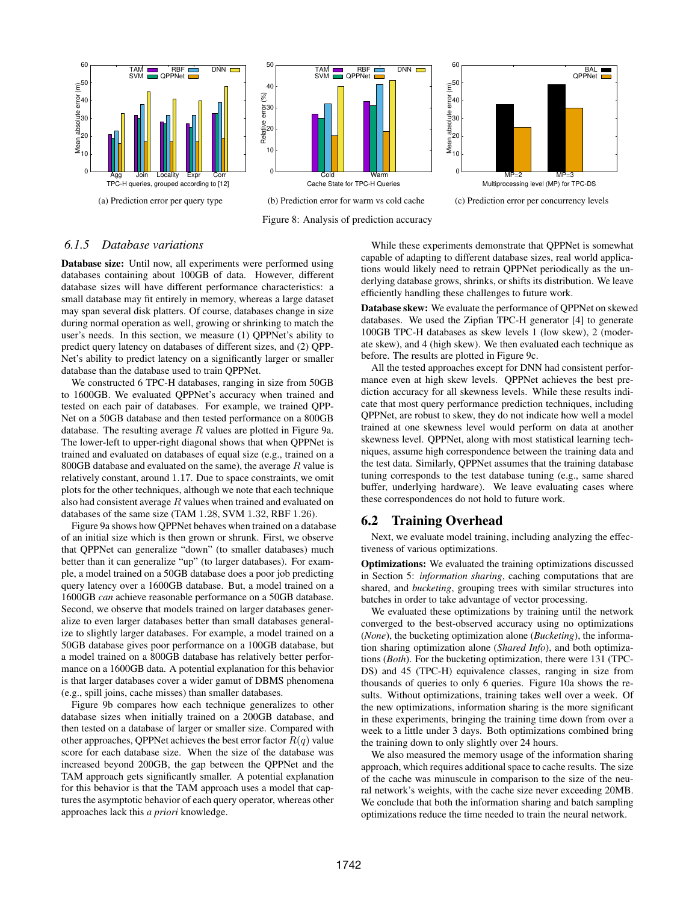(a) Prediction error per query type

(b) Prediction error for warm vs cold cache

(c) Prediction error per concurrency levels

Figure 8: Analysis of prediction accuracy

### 6.1.5 Database variations

**Database size:** Until now, all experiments were performed using databases containing about 100GB of data. However, different database sizes will have different performance characteristics: a small database may fit entirely in memory, whereas a large dataset may span several disk platters. Of course, databases change in size during normal operation as well, growing or shrinking to match the user's needs. In this section, we measure (1) QPPNet's ability to predict query latency on databases of different sizes, and (2) QPPNet's ability to predict latency on a significantly larger or smaller database than the database used to train QPPNet.

We constructed 6 TPC-H databases, ranging in size from 50GB to 1600GB. We evaluated QPPNet's accuracy when trained and tested on each pair of databases. For example, we trained QPPNet on a 50GB database and then tested performance on a 800GB database. The resulting average $R$ values are plotted in Figure 9a. The lower-left to upper-right diagonal shows that when QPPNet is trained and evaluated on databases of equal size (e.g., trained on a 800GB database and evaluated on the same), the average $R$ value is relatively constant, around 1.17. Due to space constraints, we omit plots for the other techniques, although we note that each technique also had consistent average $R$ values when trained and evaluated on databases of the same size (TAM 1.28, SVM 1.32, RBF 1.26).

Figure 9a shows how QPPNet behaves when trained on a database of an initial size which is then grown or shrunk. First, we observe that QPPNet can generalize "down" (to smaller databases) much better than it can generalize "up" (to larger databases). For example, a model trained on a 50GB database does a poor job predicting query latency over a 1600GB database. But, a model trained on a 1600GB *can* achieve reasonable performance on a 50GB database. Second, we observe that models trained on larger databases generalize to even larger databases better than small databases generalize to slightly larger databases. For example, a model trained on a 50GB database gives poor performance on a 100GB database, but a model trained on a 800GB database has relatively better performance on a 1600GB data. A potential explanation for this behavior is that larger databases cover a wider gamut of DBMS phenomena (e.g., spill joins, cache misses) than smaller databases.

Figure 9b compares how each technique generalizes to other database sizes when initially trained on a 200GB database, and then tested on a database of larger or smaller size. Compared with other approaches, QPPNet achieves the best error factor $R(q)$ value score for each database size. When the size of the database was increased beyond 200GB, the gap between the QPPNet and the TAM approach gets significantly smaller. A potential explanation for this behavior is that the TAM approach uses a model that captures the asymptotic behavior of each query operator, whereas other approaches lack this *a priori* knowledge.

While these experiments demonstrate that QPPNet is somewhat capable of adapting to different database sizes, real world applications would likely need to retrain QPPNet periodically as the underlying database grows, shrinks, or shifts its distribution. We leave efficiently handling these challenges to future work.

**Database skew:** We evaluate the performance of QPPNet on skewed databases. We used the Zipfian TPC-H generator [4] to generate 100GB TPC-H databases as skew levels 1 (low skew), 2 (moderate skew), and 4 (high skew). We then evaluated each technique as before. The results are plotted in Figure 9c.

All the tested approaches except for DNN had consistent performance even at high skew levels. QPPNet achieves the best prediction accuracy for all skewness levels. While these results indicate that most query performance prediction techniques, including QPPNet, are robust to skew, they do not indicate how well a model trained at one skewness level would perform on data at another skewness level. QPPNet, along with most statistical learning techniques, assume high correspondence between the training data and the test data. Similarly, QPPNet assumes that the training database tuning corresponds to the test database tuning (e.g., same shared buffer, underlying hardware). We leave evaluating cases where these correspondences do not hold to future work.

## 6.2 Training Overhead

Next, we evaluate model training, including analyzing the effectiveness of various optimizations.

**Optimizations:** We evaluated the training optimizations discussed in Section 5: *information sharing*, caching computations that are shared, and *bucketing*, grouping trees with similar structures into batches in order to take advantage of vector processing.

We evaluated these optimizations by training until the network converged to the best-observed accuracy using no optimizations (*None*), the bucketing optimization alone (*Bucketing*), the information sharing optimization alone (*Shared Info*), and both optimizations (*Both*). For the bucketing optimization, there were 131 (TPC-DS) and 45 (TPC-H) equivalence classes, ranging in size from thousands of queries to only 6 queries. Figure 10a shows the results. Without optimizations, training takes well over a week. Of the new optimizations, information sharing is the more significant in these experiments, bringing the training time down from over a week to a little under 3 days. Both optimizations combined bring the training down to only slightly over 24 hours.

We also measured the memory usage of the information sharing approach, which requires additional space to cache results. The size of the cache was minuscule in comparison to the size of the neural network's weights, with the cache size never exceeding 20MB. We conclude that both the information sharing and batch sampling optimizations reduce the time needed to train the neural network.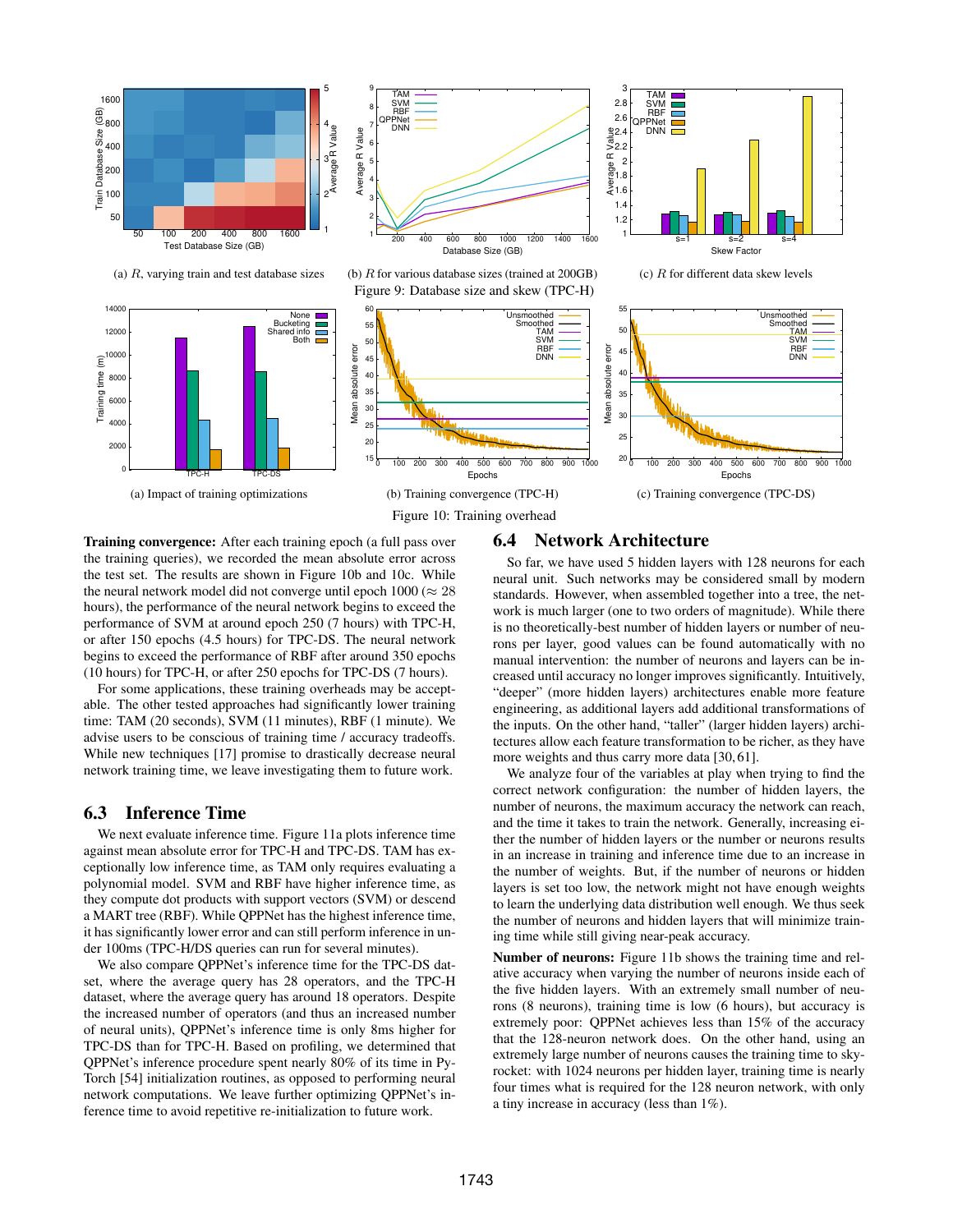(a) $R$, varying train and test database sizes

(b) $R$ for various database sizes (trained at 200GB)

(c) $R$ for different data skew levels

Figure 9: Database size and skew (TPC-H)

(a) Impact of training optimizations

(b) Training convergence (TPC-H)

(c) Training convergence (TPC-DS)

Figure 10: Training overhead

**Training convergence:** After each training epoch (a full pass over the training queries), we recorded the mean absolute error across the test set. The results are shown in Figure 10b and 10c. While the neural network model did not converge until epoch 1000 ($\approx$ 28 hours), the performance of the neural network begins to exceed the performance of SVM at around epoch 250 (7 hours) with TPC-H, or after 150 epochs (4.5 hours) for TPC-DS. The neural network begins to exceed the performance of RBF after around 350 epochs (10 hours) for TPC-H, or after 250 epochs for TPC-DS (7 hours).

For some applications, these training overheads may be acceptable. The other tested approaches had significantly lower training time: TAM (20 seconds), SVM (11 minutes), RBF (1 minute). We advise users to be conscious of training time / accuracy tradeoffs. While new techniques [17] promise to drastically decrease neural network training time, we leave investigating them to future work.

## 6.3 Inference Time

We next evaluate inference time. Figure 11a plots inference time against mean absolute error for TPC-H and TPC-DS. TAM has exceptionally low inference time, as TAM only requires evaluating a polynomial model. SVM and RBF have higher inference time, as they compute dot products with support vectors (SVM) or descend a MART tree (RBF). While QPPNet has the highest inference time, it has significantly lower error and can still perform inference in under 100ms (TPC-H/DS queries can run for several minutes).

We also compare QPPNet's inference time for the TPC-DS dataset, where the average query has 28 operators, and the TPC-H dataset, where the average query has around 18 operators. Despite the increased number of operators (and thus an increased number of neural units), QPPNet's inference time is only 8ms higher for TPC-DS than for TPC-H. Based on profiling, we determined that QPPNet's inference procedure spent nearly 80% of its time in PyTorch [54] initialization routines, as opposed to performing neural network computations. We leave further optimizing QPPNet's inference time to avoid repetitive re-initialization to future work.

## 6.4 Network Architecture

So far, we have used 5 hidden layers with 128 neurons for each neural unit. Such networks may be considered small by modern standards. However, when assembled together into a tree, the network is much larger (one to two orders of magnitude). While there is no theoretically-best number of hidden layers or number of neurons per layer, good values can be found automatically with no manual intervention: the number of neurons and layers can be increased until accuracy no longer improves significantly. Intuitively, "deeper" (more hidden layers) architectures enable more feature engineering, as additional layers add additional transformations of the inputs. On the other hand, "taller" (larger hidden layers) architectures allow each feature transformation to be richer, as they have more weights and thus carry more data [30, 61].

We analyze four of the variables at play when trying to find the correct network configuration: the number of hidden layers, the number of neurons, the maximum accuracy the network can reach, and the time it takes to train the network. Generally, increasing either the number of hidden layers or the number or neurons results in an increase in training and inference time due to an increase in the number of weights. But, if the number of neurons or hidden layers is set too low, the network might not have enough weights to learn the underlying data distribution well enough. We thus seek the number of neurons and hidden layers that will minimize training time while still giving near-peak accuracy.

**Number of neurons:** Figure 11b shows the training time and relative accuracy when varying the number of neurons inside each of the five hidden layers. With an extremely small number of neurons (8 neurons), training time is low (6 hours), but accuracy is extremely poor: QPPNet achieves less than 15% of the accuracy that the 128-neuron network does. On the other hand, using an extremely large number of neurons causes the training time to skyrocket: with 1024 neurons per hidden layer, training time is nearly four times what is required for the 128 neuron network, with only a tiny increase in accuracy (less than 1%).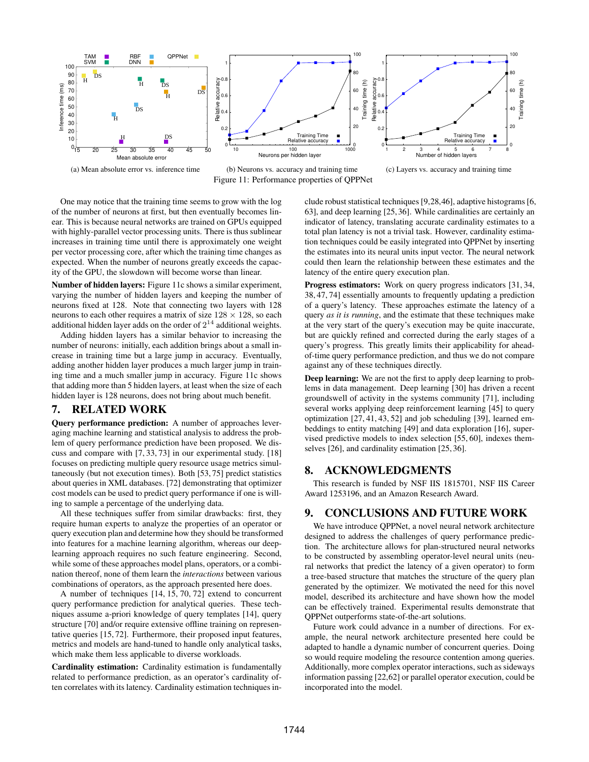(a) Mean absolute error vs. inference time

(b) Neurons vs. accuracy and training time

(c) Layers vs. accuracy and training time

Figure 11: Performance properties of QPPNet

One may notice that the training time seems to grow with the log of the number of neurons at first, but then eventually becomes linear. This is because neural networks are trained on GPUs equipped with highly-parallel vector processing units. There is thus sublinear increases in training time until there is approximately one weight per vector processing core, after which the training time changes as expected. When the number of neurons greatly exceeds the capacity of the GPU, the slowdown will become worse than linear.

**Number of hidden layers:** Figure 11c shows a similar experiment, varying the number of hidden layers and keeping the number of neurons fixed at 128. Note that connecting two layers with 128 neurons to each other requires a matrix of size $128 \times 128$, so each additional hidden layer adds on the order of $2^{14}$ additional weights.

Adding hidden layers has a similar behavior to increasing the number of neurons: initially, each addition brings about a small increase in training time but a large jump in accuracy. Eventually, adding another hidden layer produces a much larger jump in training time and a much smaller jump in accuracy. Figure 11c shows that adding more than 5 hidden layers, at least when the size of each hidden layer is 128 neurons, does not bring about much benefit.

## 7. RELATED WORK

**Query performance prediction:** A number of approaches leveraging machine learning and statistical analysis to address the problem of query performance prediction have been proposed. We discuss and compare with [7, 33, 73] in our experimental study. [18] focuses on predicting multiple query resource usage metrics simultaneously (but not execution times). Both [53, 75] predict statistics about queries in XML databases. [72] demonstrating that optimizer cost models can be used to predict query performance if one is willing to sample a percentage of the underlying data.

All these techniques suffer from similar drawbacks: first, they require human experts to analyze the properties of an operator or query execution plan and determine how they should be transformed into features for a machine learning algorithm, whereas our deep-learning approach requires no such feature engineering. Second, while some of these approaches model plans, operators, or a combination thereof, none of them learn the *interactions* between various combinations of operators, as the approach presented here does.

A number of techniques [14, 15, 70, 72] extend to concurrent query performance prediction for analytical queries. These techniques assume a-priori knowledge of query templates [14], query structure [70] and/or require extensive offline training on representative queries [15, 72]. Furthermore, their proposed input features, metrics and models are hand-tuned to handle only analytical tasks, which make them less applicable to diverse workloads.

**Cardinality estimation:** Cardinality estimation is fundamentally related to performance prediction, as an operator's cardinality often correlates with its latency. Cardinality estimation techniques include robust statistical techniques [9, 28, 46], adaptive histograms [6, 63], and deep learning [25, 36]. While cardinalities are certainly an indicator of latency, translating accurate cardinality estimates to a total plan latency is not a trivial task. However, cardinality estimation techniques could be easily integrated into QPPNet by inserting the estimates into its neural units input vector. The neural network could then learn the relationship between these estimates and the latency of the entire query execution plan.

**Progress estimators:** Work on query progress indicators [31, 34, 38, 47, 74] essentially amounts to frequently updating a prediction of a query's latency. These approaches estimate the latency of a query *as it is running*, and the estimate that these techniques make at the very start of the query's execution may be quite inaccurate, but are quickly refined and corrected during the early stages of a query's progress. This greatly limits their applicability for ahead-of-time query performance prediction, and thus we do not compare against any of these techniques directly.

**Deep learning:** We are not the first to apply deep learning to problems in data management. Deep learning [30] has driven a recent groundswell of activity in the systems community [71], including several works applying deep reinforcement learning [45] to query optimization [27, 41, 43, 52] and job scheduling [39], learned embeddings to entity matching [49] and data exploration [16], supervised predictive models to index selection [55, 60], indexes themselves [26], and cardinality estimation [25, 36].

## 8. ACKNOWLEDGMENTS

This research is funded by NSF IIS 1815701, NSF IIS Career Award 1253196, and an Amazon Research Award.

## 9. CONCLUSIONS AND FUTURE WORK

We have introduce QPPNet, a novel neural network architecture designed to address the challenges of query performance prediction. The architecture allows for plan-structured neural networks to be constructed by assembling operator-level neural units (neural networks that predict the latency of a given operator) to form a tree-based structure that matches the structure of the query plan generated by the optimizer. We motivated the need for this novel model, described its architecture and have shown how the model can be effectively trained. Experimental results demonstrate that QPPNet outperforms state-of-the-art solutions.

Future work could advance in a number of directions. For example, the neural network architecture presented here could be adapted to handle a dynamic number of concurrent queries. Doing so would require modeling the resource contention among queries. Additionally, more complex operator interactions, such as sideways information passing [22, 62] or parallel operator execution, could be incorporated into the model.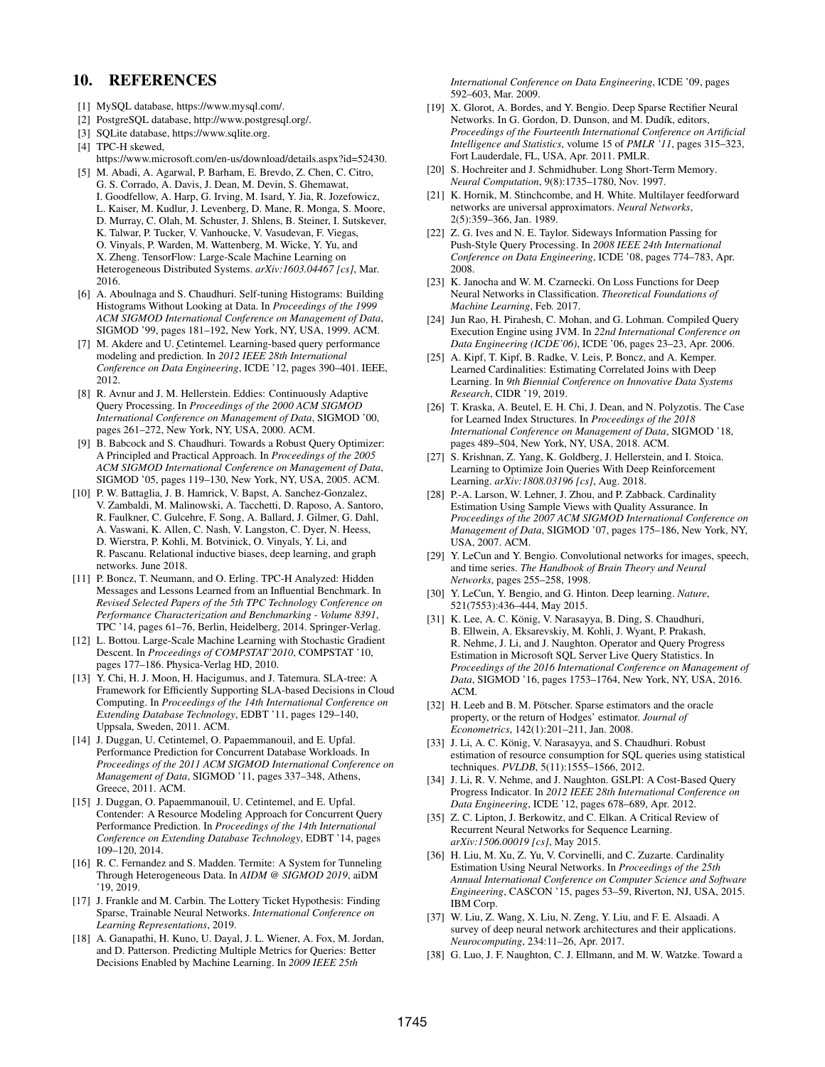## 10. REFERENCES

[1] MySQL database, https://www.mysql.com/.

[2] PostgreSQL database, http://www.postgresql.org/.

[3] SQLite database, https://www.sqlite.org.

[4] TPC-H skewed, https://www.microsoft.com/en-us/download/details.aspx?id=52430.

[5] M. Abadi, A. Agarwal, P. Barham, E. Brevdo, Z. Chen, C. Citro, G. S. Corrado, A. Davis, J. Dean, M. Devin, S. Ghemawat, I. Goodfellow, A. Harp, G. Irving, M. Isard, Y. Jia, R. Jozefowicz, L. Kaiser, M. Kudlur, J. Levenberg, D. Mane, R. Monga, S. Moore, D. Murray, C. Olah, M. Schuster, J. Shlens, B. Steiner, I. Sutskever, K. Talwar, P. Tucker, V. Vanhoucke, V. Vasudevan, F. Viegas, O. Vinyals, P. Warden, M. Wattenberg, M. Wicke, Y. Yu, and X. Zheng. TensorFlow: Large-Scale Machine Learning on Heterogeneous Distributed Systems. *arXiv:1603.04467 [cs]*, Mar. 2016.

[6] A. Aboulnaga and S. Chaudhuri. Self-tuning Histograms: Building Histograms Without Looking at Data. In *Proceedings of the 1999 ACM SIGMOD International Conference on Management of Data*, SIGMOD '99, pages 181–192, New York, NY, USA, 1999. ACM.

[7] M. Akdere and U. Çetintemel. Learning-based query performance modeling and prediction. In *2012 IEEE 28th International Conference on Data Engineering*, ICDE '12, pages 390–401. IEEE, 2012.

[8] R. Avnur and J. M. Hellerstein. Eddies: Continuously Adaptive Query Processing. In *Proceedings of the 2000 ACM SIGMOD International Conference on Management of Data*, SIGMOD '00, pages 261–272, New York, NY, USA, 2000. ACM.

[9] B. Babcock and S. Chaudhuri. Towards a Robust Query Optimizer: A Principled and Practical Approach. In *Proceedings of the 2005 ACM SIGMOD International Conference on Management of Data*, SIGMOD '05, pages 119–130, New York, NY, USA, 2005. ACM.

[10] P. W. Battaglia, J. B. Hamrick, V. Bapst, A. Sanchez-Gonzalez, V. Zambaldi, M. Malinowski, A. Tacchetti, D. Raposo, A. Santoro, R. Faulkner, C. Gulcehre, F. Song, A. Ballard, J. Gilmer, G. Dahl, A. Vaswani, K. Allen, C. Nash, V. Langston, C. Dyer, N. Heess, D. Wierstra, P. Kohli, M. Botvinick, O. Vinyals, Y. Li, and R. Pascanu. Relational inductive biases, deep learning, and graph networks. June 2018.

[11] P. Boncz, T. Neumann, and O. Erling. TPC-H Analyzed: Hidden Messages and Lessons Learned from an Influential Benchmark. In *Revised Selected Papers of the 5th TPC Technology Conference on Performance Characterization and Benchmarking - Volume 8391*, TPC '14, pages 61–76, Berlin, Heidelberg, 2014. Springer-Verlag.

[12] L. Bottou. Large-Scale Machine Learning with Stochastic Gradient Descent. In *Proceedings of COMPSTAT'2010*, COMPSTAT '10, pages 177–186. Physica-Verlag HD, 2010.

[13] Y. Chi, H. J. Moon, H. Hacigumus, and J. Tatemura. SLA-tree: A Framework for Efficiently Supporting SLA-based Decisions in Cloud Computing. In *Proceedings of the 14th International Conference on Extending Database Technology*, EDBT '11, pages 129–140, Uppsala, Sweden, 2011. ACM.

[14] J. Duggan, U. Cetintemel, O. Papaemmanouil, and E. Upfal. Performance Prediction for Concurrent Database Workloads. In *Proceedings of the 2011 ACM SIGMOD International Conference on Management of Data*, SIGMOD '11, pages 337–348, Athens, Greece, 2011. ACM.

[15] J. Duggan, O. Papaemmanouil, U. Cetintemel, and E. Upfal. Contender: A Resource Modeling Approach for Concurrent Query Performance Prediction. In *Proceedings of the 14th International Conference on Extending Database Technology*, EDBT '14, pages 109–120, 2014.

[16] R. C. Fernandez and S. Madden. Termite: A System for Tunneling Through Heterogeneous Data. In *AIDM @ SIGMOD 2019*, aiDM '19, 2019.

[17] J. Frankle and M. Carbin. The Lottery Ticket Hypothesis: Finding Sparse, Trainable Neural Networks. *International Conference on Learning Representations*, 2019.

[18] A. Ganapathi, H. Kuno, U. Dayal, J. L. Wiener, A. Fox, M. Jordan, and D. Patterson. Predicting Multiple Metrics for Queries: Better Decisions Enabled by Machine Learning. In *2009 IEEE 25th International Conference on Data Engineering*, ICDE '09, pages 592–603, Mar. 2009.

[19] X. Glorot, A. Bordes, and Y. Bengio. Deep Sparse Rectifier Neural Networks. In G. Gordon, D. Dunson, and M. Dudík, editors, *Proceedings of the Fourteenth International Conference on Artificial Intelligence and Statistics*, volume 15 of *PMLR '11*, pages 315–323, Fort Lauderdale, FL, USA, Apr. 2011. PMLR.

[20] S. Hochreiter and J. Schmidhuber. Long Short-Term Memory. *Neural Computation*, 9(8):1735–1780, Nov. 1997.

[21] K. Hornik, M. Stinchcombe, and H. White. Multilayer feedforward networks are universal approximators. *Neural Networks*, 2(5):359–366, Jan. 1989.

[22] Z. G. Ives and N. E. Taylor. Sideways Information Passing for Push-Style Query Processing. In *2008 IEEE 24th International Conference on Data Engineering*, ICDE '08, pages 774–783, Apr. 2008.

[23] K. Janocha and W. M. Czarnecki. On Loss Functions for Deep Neural Networks in Classification. *Theoretical Foundations of Machine Learning*, Feb. 2017.

[24] Jun Rao, H. Pirahesh, C. Mohan, and G. Lohman. Compiled Query Execution Engine using JVM. In *22nd International Conference on Data Engineering (ICDE'06)*, ICDE '06, pages 23–23, Apr. 2006.

[25] A. Kipf, T. Kipf, B. Radke, V. Leis, P. Boncz, and A. Kemper. Learned Cardinalities: Estimating Correlated Joins with Deep Learning. In *9th Biennial Conference on Innovative Data Systems Research*, CIDR '19, 2019.

[26] T. Kraska, A. Beutel, E. H. Chi, J. Dean, and N. Polyzotis. The Case for Learned Index Structures. In *Proceedings of the 2018 International Conference on Management of Data*, SIGMOD '18, pages 489–504, New York, NY, USA, 2018. ACM.

[27] S. Krishnan, Z. Yang, K. Goldberg, J. Hellerstein, and I. Stoica. Learning to Optimize Join Queries With Deep Reinforcement Learning. *arXiv:1808.03196 [cs]*, Aug. 2018.

[28] P.-A. Larson, W. Lehner, J. Zhou, and P. Zabback. Cardinality Estimation Using Sample Views with Quality Assurance. In *Proceedings of the 2007 ACM SIGMOD International Conference on Management of Data*, SIGMOD '07, pages 175–186, New York, NY, USA, 2007. ACM.

[29] Y. LeCun and Y. Bengio. Convolutional networks for images, speech, and time series. *The Handbook of Brain Theory and Neural Networks*, pages 255–258, 1998.

[30] Y. LeCun, Y. Bengio, and G. Hinton. Deep learning. *Nature*, 521(7553):436–444, May 2015.

[31] K. Lee, A. C. König, V. Narasayya, B. Ding, S. Chaudhuri, B. Ellwein, A. Eksarevskiy, M. Kohli, J. Wyant, P. Prakash, R. Nehme, J. Li, and J. Naughton. Operator and Query Progress Estimation in Microsoft SQL Server Live Query Statistics. In *Proceedings of the 2016 International Conference on Management of Data*, SIGMOD '16, pages 1753–1764, New York, NY, USA, 2016. ACM.

[32] H. Leeb and B. M. Pötscher. Sparse estimators and the oracle property, or the return of Hodges' estimator. *Journal of Econometrics*, 142(1):201–211, Jan. 2008.

[33] J. Li, A. C. König, V. Narasayya, and S. Chaudhuri. Robust estimation of resource consumption for SQL queries using statistical techniques. *PVLDB*, 5(11):1555–1566, 2012.

[34] J. Li, R. V. Nehme, and J. Naughton. GSLPI: A Cost-Based Query Progress Indicator. In *2012 IEEE 28th International Conference on Data Engineering*, ICDE '12, pages 678–689, Apr. 2012.

[35] Z. C. Lipton, J. Berkowitz, and C. Elkan. A Critical Review of Recurrent Neural Networks for Sequence Learning. *arXiv:1506.00019 [cs]*, May 2015.

[36] H. Liu, M. Xu, Z. Yu, V. Corvinelli, and C. Zuzarte. Cardinality Estimation Using Neural Networks. In *Proceedings of the 25th Annual International Conference on Computer Science and Software Engineering*, CASCON '15, pages 53–59, Riverton, NJ, USA, 2015. IBM Corp.

[37] W. Liu, Z. Wang, X. Liu, N. Zeng, Y. Liu, and F. E. Alsaadi. A survey of deep neural network architectures and their applications. *Neurocomputing*, 234:11–26, Apr. 2017.

[38] G. Luo, J. F. Naughton, C. J. Ellmann, and M. W. Watzke. Toward a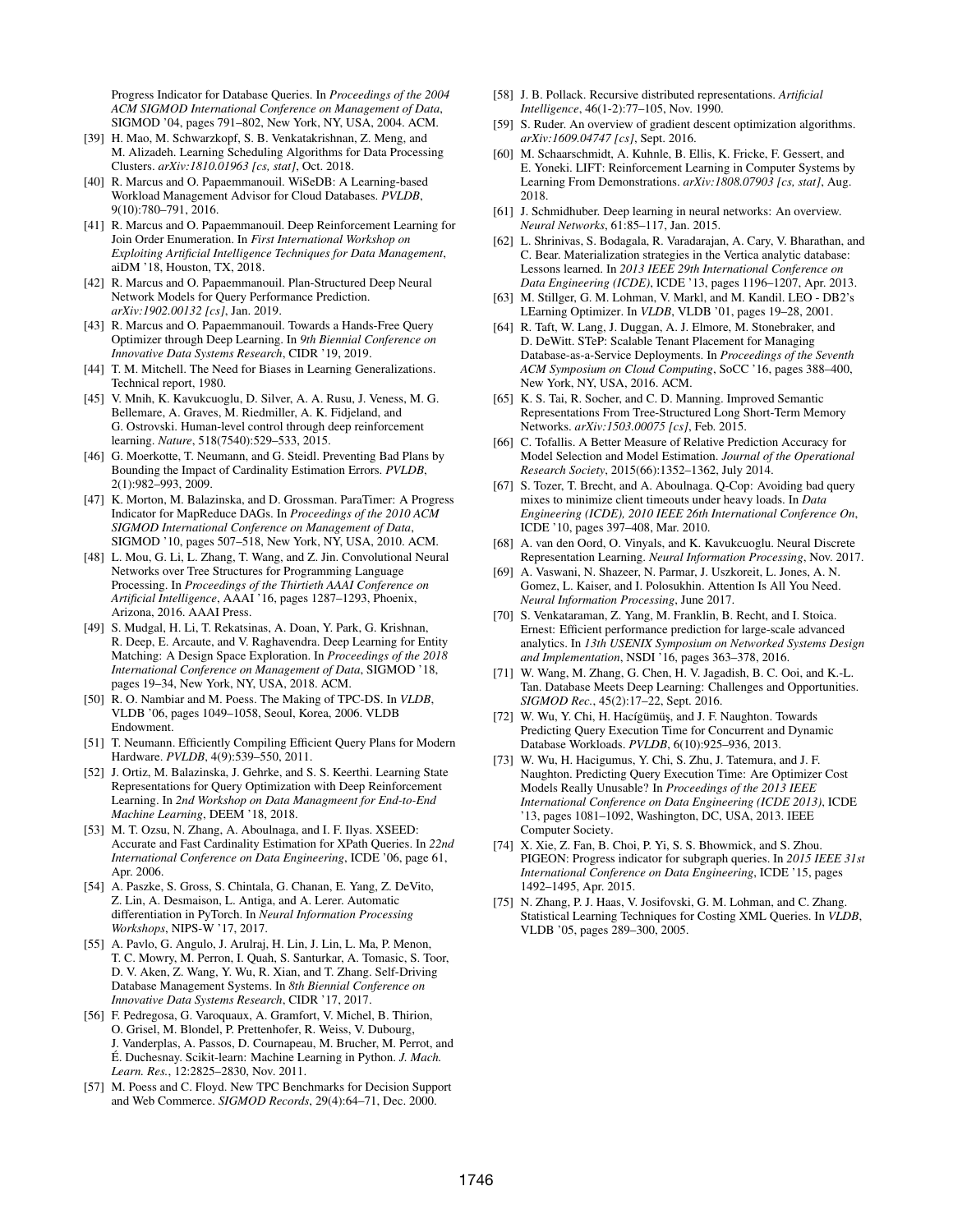Progress Indicator for Database Queries. In *Proceedings of the 2004 ACM SIGMOD International Conference on Management of Data*, SIGMOD '04, pages 791–802, New York, NY, USA, 2004. ACM.

[39] H. Mao, M. Schwarzkopf, S. B. Venkatakrishnan, Z. Meng, and M. Alizadeh. Learning Scheduling Algorithms for Data Processing Clusters. *arXiv:1810.01963 [cs, stat]*, Oct. 2018.

[40] R. Marcus and O. Papaemmanouil. WiSeDB: A Learning-based Workload Management Advisor for Cloud Databases. *PVLDB*, 9(10):780–791, 2016.

[41] R. Marcus and O. Papaemmanouil. Deep Reinforcement Learning for Join Order Enumeration. In *First International Workshop on Exploiting Artificial Intelligence Techniques for Data Management*, aiDM '18, Houston, TX, 2018.

[42] R. Marcus and O. Papaemmanouil. Plan-Structured Deep Neural Network Models for Query Performance Prediction. *arXiv:1902.00132 [cs]*, Jan. 2019.

[43] R. Marcus and O. Papaemmanouil. Towards a Hands-Free Query Optimizer through Deep Learning. In *9th Biennial Conference on Innovative Data Systems Research*, CIDR '19, 2019.

[44] T. M. Mitchell. The Need for Biases in Learning Generalizations. Technical report, 1980.

[45] V. Mnih, K. Kavukcuoglu, D. Silver, A. A. Rusu, J. Veness, M. G. Bellemare, A. Graves, M. Riedmiller, A. K. Fidjeland, and G. Ostrovski. Human-level control through deep reinforcement learning. *Nature*, 518(7540):529–533, 2015.

[46] G. Moerkotte, T. Neumann, and G. Steidl. Preventing Bad Plans by Bounding the Impact of Cardinality Estimation Errors. *PVLDB*, 2(1):982–993, 2009.

[47] K. Morton, M. Balazinska, and D. Grossman. ParaTimer: A Progress Indicator for MapReduce DAGs. In *Proceedings of the 2010 ACM SIGMOD International Conference on Management of Data*, SIGMOD '10, pages 507–518, New York, NY, USA, 2010. ACM.

[48] L. Mou, G. Li, L. Zhang, T. Wang, and Z. Jin. Convolutional Neural Networks over Tree Structures for Programming Language Processing. In *Proceedings of the Thirtieth AAAI Conference on Artificial Intelligence*, AAAI '16, pages 1287–1293, Phoenix, Arizona, 2016. AAAI Press.

[49] S. Mudgal, H. Li, T. Rekatsinas, A. Doan, Y. Park, G. Krishnan, R. Deep, E. Arcaute, and V. Raghavendra. Deep Learning for Entity Matching: A Design Space Exploration. In *Proceedings of the 2018 International Conference on Management of Data*, SIGMOD '18, pages 19–34, New York, NY, USA, 2018. ACM.

[50] R. O. Nambiar and M. Poess. The Making of TPC-DS. In *VLDB*, VLDB '06, pages 1049–1058, Seoul, Korea, 2006. VLDB Endowment.

[51] T. Neumann. Efficiently Compiling Efficient Query Plans for Modern Hardware. *PVLDB*, 4(9):539–550, 2011.

[52] J. Ortiz, M. Balazinska, J. Gehrke, and S. S. Keerthi. Learning State Representations for Query Optimization with Deep Reinforcement Learning. In *2nd Workshop on Data Managmeent for End-to-End Machine Learning*, DEEM '18, 2018.

[53] M. T. Ozsu, N. Zhang, A. Aboulnaga, and I. F. Ilyas. XSEED: Accurate and Fast Cardinality Estimation for XPath Queries. In *22nd International Conference on Data Engineering*, ICDE '06, page 61, Apr. 2006.

[54] A. Paszke, S. Gross, S. Chintala, G. Chanan, E. Yang, Z. DeVito, Z. Lin, A. Desmaison, L. Antiga, and A. Lerer. Automatic differentiation in PyTorch. In *Neural Information Processing Workshops*, NIPS-W '17, 2017.

[55] A. Pavlo, G. Angulo, J. Arulraj, H. Lin, J. Lin, L. Ma, P. Menon, T. C. Mowry, M. Perron, I. Quah, S. Santurkar, A. Tomasic, S. Toor, D. V. Aken, Z. Wang, Y. Wu, R. Xian, and T. Zhang. Self-Driving Database Management Systems. In *8th Biennial Conference on Innovative Data Systems Research*, CIDR '17, 2017.

[56] F. Pedregosa, G. Varoquaux, A. Gramfort, V. Michel, B. Thirion, O. Grisel, M. Blondel, P. Prettenhofer, R. Weiss, V. Dubourg, J. Vanderplas, A. Passos, D. Cournapeau, M. Brucher, M. Perrot, and É. Duchesnay. Scikit-learn: Machine Learning in Python. *J. Mach. Learn. Res.*, 12:2825–2830, Nov. 2011.

[57] M. Poess and C. Floyd. New TPC Benchmarks for Decision Support and Web Commerce. *SIGMOD Records*, 29(4):64–71, Dec. 2000.

[58] J. B. Pollack. Recursive distributed representations. *Artificial Intelligence*, 46(1-2):77–105, Nov. 1990.

[59] S. Ruder. An overview of gradient descent optimization algorithms. *arXiv:1609.04747 [cs]*, Sept. 2016.

[60] M. Schaarschmidt, A. Kuhnle, B. Ellis, K. Fricke, F. Gessert, and E. Yoneki. LIFT: Reinforcement Learning in Computer Systems by Learning From Demonstrations. *arXiv:1808.07903 [cs, stat]*, Aug. 2018.

[61] J. Schmidhuber. Deep learning in neural networks: An overview. *Neural Networks*, 61:85–117, Jan. 2015.

[62] L. Shrinivas, S. Bodagala, R. Varadarajan, A. Cary, V. Bharathan, and C. Bear. Materialization strategies in the Vertica analytic database: Lessons learned. In *2013 IEEE 29th International Conference on Data Engineering (ICDE)*, ICDE '13, pages 1196–1207, Apr. 2013.

[63] M. Stillger, G. M. Lohman, V. Markl, and M. Kandil. LEO - DB2's LEarning Optimizer. In *VLDB*, VLDB '01, pages 19–28, 2001.

[64] R. Taft, W. Lang, J. Duggan, A. J. Elmore, M. Stonebraker, and D. DeWitt. STeP: Scalable Tenant Placement for Managing Database-as-a-Service Deployments. In *Proceedings of the Seventh ACM Symposium on Cloud Computing*, SoCC '16, pages 388–400, New York, NY, USA, 2016. ACM.

[65] K. S. Tai, R. Socher, and C. D. Manning. Improved Semantic Representations From Tree-Structured Long Short-Term Memory Networks. *arXiv:1503.00075 [cs]*, Feb. 2015.

[66] C. Tofallis. A Better Measure of Relative Prediction Accuracy for Model Selection and Model Estimation. *Journal of the Operational Research Society*, 2015(66):1352–1362, July 2014.

[67] S. Tozer, T. Brecht, and A. Aboulnaga. Q-Cop: Avoiding bad query mixes to minimize client timeouts under heavy loads. In *Data Engineering (ICDE), 2010 IEEE 26th International Conference On*, ICDE '10, pages 397–408, Mar. 2010.

[68] A. van den Oord, O. Vinyals, and K. Kavukcuoglu. Neural Discrete Representation Learning. *Neural Information Processing*, Nov. 2017.

[69] A. Vaswani, N. Shazeer, N. Parmar, J. Uszkoreit, L. Jones, A. N. Gomez, L. Kaiser, and I. Polosukhin. Attention Is All You Need. *Neural Information Processing*, June 2017.

[70] S. Venkataraman, Z. Yang, M. Franklin, B. Recht, and I. Stoica. Ernest: Efficient performance prediction for large-scale advanced analytics. In *13th USENIX Symposium on Networked Systems Design and Implementation*, NSDI '16, pages 363–378, 2016.

[71] W. Wang, M. Zhang, G. Chen, H. V. Jagadish, B. C. Ooi, and K.-L. Tan. Database Meets Deep Learning: Challenges and Opportunities. *SIGMOD Rec.*, 45(2):17–22, Sept. 2016.

[72] W. Wu, Y. Chi, H. Hacígümüş, and J. F. Naughton. Towards Predicting Query Execution Time for Concurrent and Dynamic Database Workloads. *PVLDB*, 6(10):925–936, 2013.

[73] W. Wu, H. Hacigumus, Y. Chi, S. Zhu, J. Tatemura, and J. F. Naughton. Predicting Query Execution Time: Are Optimizer Cost Models Really Unusable? In *Proceedings of the 2013 IEEE International Conference on Data Engineering (ICDE 2013)*, ICDE '13, pages 1081–1092, Washington, DC, USA, 2013. IEEE Computer Society.

[74] X. Xie, Z. Fan, B. Choi, P. Yi, S. S. Bhowmick, and S. Zhou. PIGEON: Progress indicator for subgraph queries. In *2015 IEEE 31st International Conference on Data Engineering*, ICDE '15, pages 1492–1495, Apr. 2015.

[75] N. Zhang, P. J. Haas, V. Josifovski, G. M. Lohman, and C. Zhang. Statistical Learning Techniques for Costing XML Queries. In *VLDB*, VLDB '05, pages 289–300, 2005.